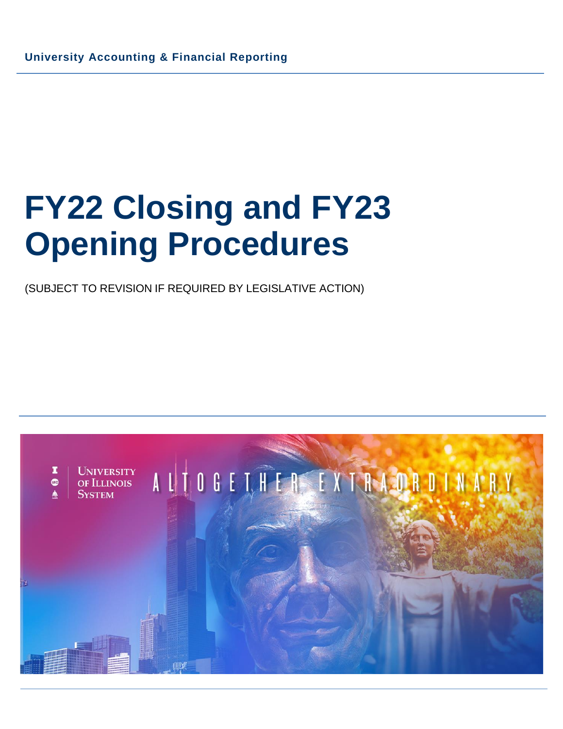University Accounting & Financial Reporting

# FY22 Closing and FY23 Opening Procedures

(SUBJECT TO REVISION IF REQUIRED BY LEGISLATIVE ACTION)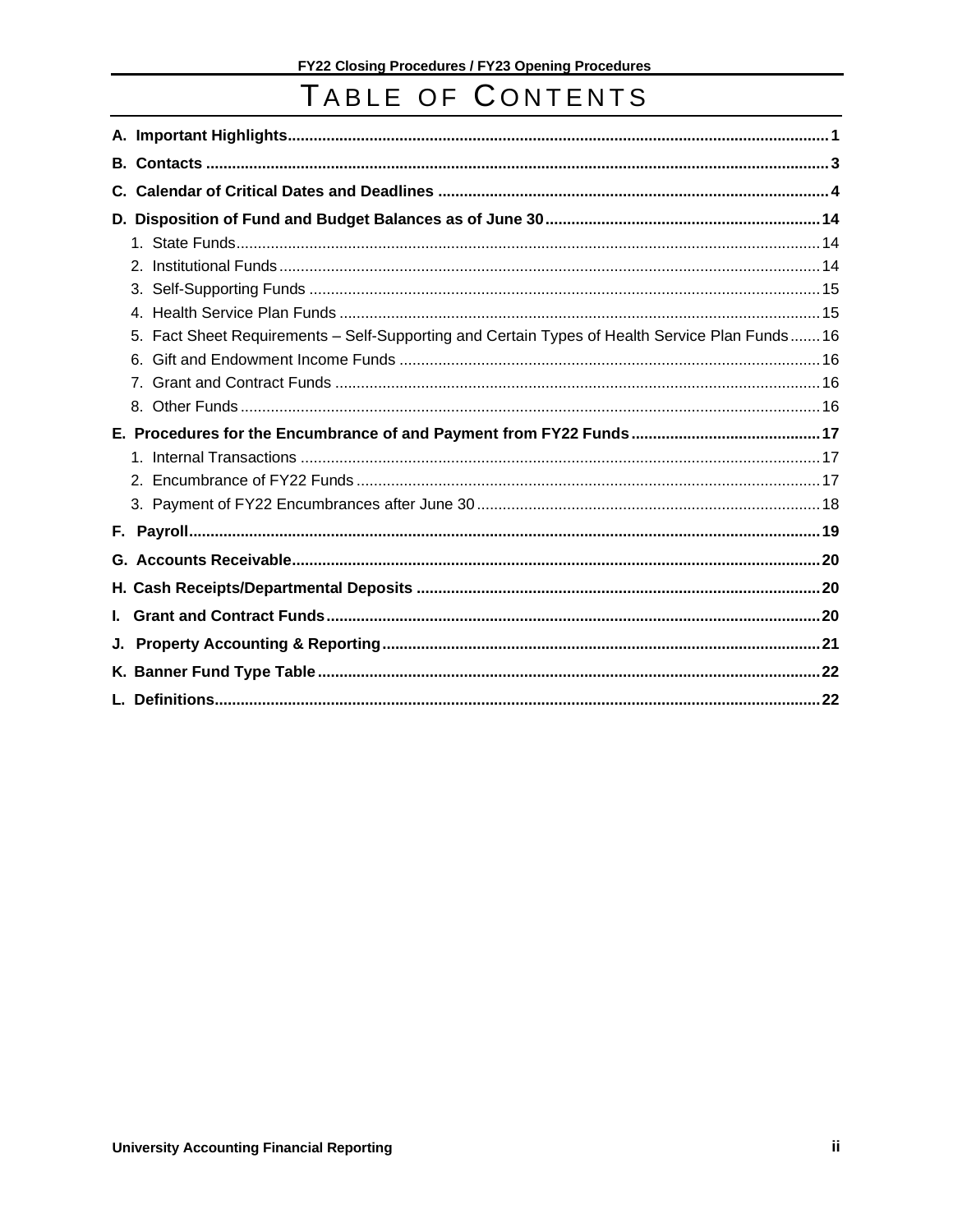# Table of Contents

**A. Important Highlights** ... **1**

**B. Contacts** ... **3**

**C. Calendar of Critical Dates and Deadlines** ... **4**

**D. Disposition of Fund and Budget Balances as of June 30** ... **14**

1. State Funds ... 14
2. Institutional Funds ... 14
3. Self-Supporting Funds ... 15
4. Health Service Plan Funds ... 15
5. Fact Sheet Requirements – Self-Supporting and Certain Types of Health Service Plan Funds ... 16
6. Gift and Endowment Income Funds ... 16
7. Grant and Contract Funds ... 16
8. Other Funds ... 16

**E. Procedures for the Encumbrance of and Payment from FY22 Funds** ... **17**

1. Internal Transactions ... 17
2. Encumbrance of FY22 Funds ... 17
3. Payment of FY22 Encumbrances after June 30 ... 18

**F. Payroll** ... **19**

**G. Accounts Receivable** ... **20**

**H. Cash Receipts/Departmental Deposits** ... **20**

**I. Grant and Contract Funds** ... **20**

**J. Property Accounting & Reporting** ... **21**

**K. Banner Fund Type Table** ... **22**

**L. Definitions** ... **22**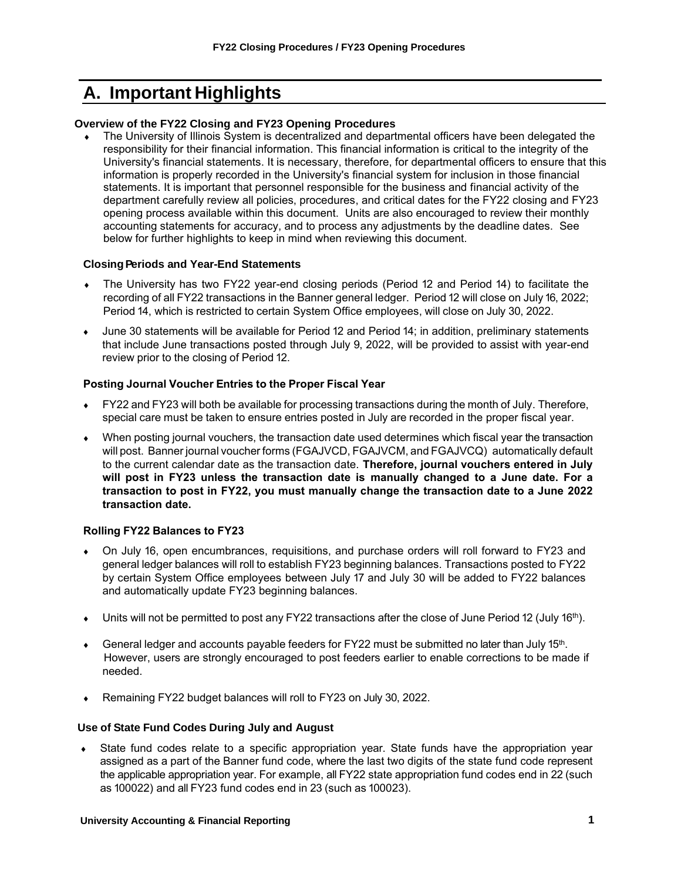# A. Important Highlights

### Overview of the FY22 Closing and FY23 Opening Procedures

- The University of Illinois System is decentralized and departmental officers have been delegated the responsibility for their financial information. This financial information is critical to the integrity of the University's financial statements. It is necessary, therefore, for departmental officers to ensure that this information is properly recorded in the University's financial system for inclusion in those financial statements. It is important that personnel responsible for the business and financial activity of the department carefully review all policies, procedures, and critical dates for the FY22 closing and FY23 opening process available within this document. Units are also encouraged to review their monthly accounting statements for accuracy, and to process any adjustments by the deadline dates. See below for further highlights to keep in mind when reviewing this document.

### Closing Periods and Year-End Statements

- The University has two FY22 year-end closing periods (Period 12 and Period 14) to facilitate the recording of all FY22 transactions in the Banner general ledger. Period 12 will close on July 16, 2022; Period 14, which is restricted to certain System Office employees, will close on July 30, 2022.
- June 30 statements will be available for Period 12 and Period 14; in addition, preliminary statements that include June transactions posted through July 9, 2022, will be provided to assist with year-end review prior to the closing of Period 12.

### Posting Journal Voucher Entries to the Proper Fiscal Year

- FY22 and FY23 will both be available for processing transactions during the month of July. Therefore, special care must be taken to ensure entries posted in July are recorded in the proper fiscal year.
- When posting journal vouchers, the transaction date used determines which fiscal year the transaction will post. Banner journal voucher forms (FGAJVCD, FGAJVCM, and FGAJVCQ) automatically default to the current calendar date as the transaction date. **Therefore, journal vouchers entered in July will post in FY23 unless the transaction date is manually changed to a June date. For a transaction to post in FY22, you must manually change the transaction date to a June 2022 transaction date.**

### Rolling FY22 Balances to FY23

- On July 16, open encumbrances, requisitions, and purchase orders will roll forward to FY23 and general ledger balances will roll to establish FY23 beginning balances. Transactions posted to FY22 by certain System Office employees between July 17 and July 30 will be added to FY22 balances and automatically update FY23 beginning balances.
- Units will not be permitted to post any FY22 transactions after the close of June Period 12 (July 16th).
- General ledger and accounts payable feeders for FY22 must be submitted no later than July 15th. However, users are strongly encouraged to post feeders earlier to enable corrections to be made if needed.
- Remaining FY22 budget balances will roll to FY23 on July 30, 2022.

### Use of State Fund Codes During July and August

- State fund codes relate to a specific appropriation year. State funds have the appropriation year assigned as a part of the Banner fund code, where the last two digits of the state fund code represent the applicable appropriation year. For example, all FY22 state appropriation fund codes end in 22 (such as 100022) and all FY23 fund codes end in 23 (such as 100023).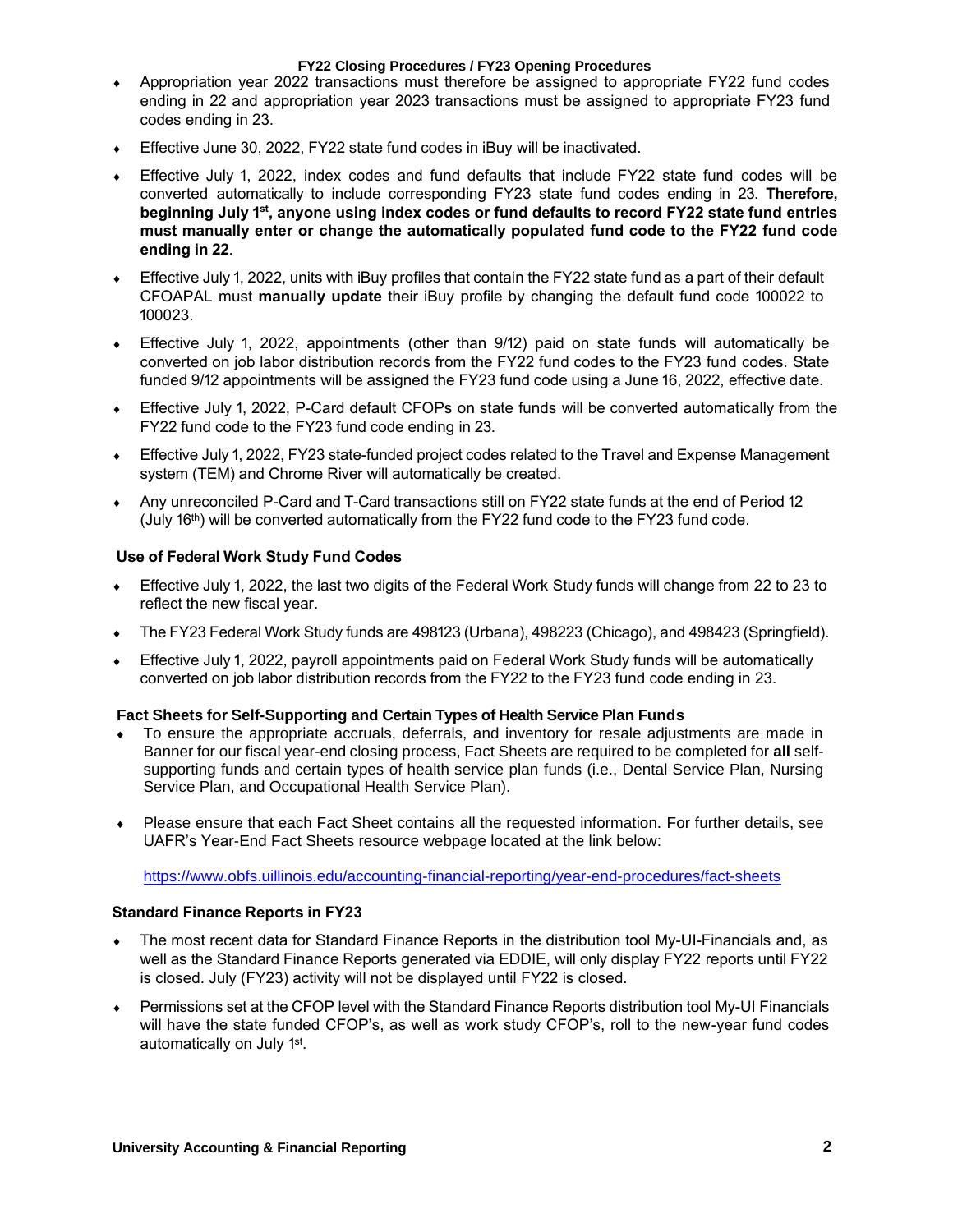- Appropriation year 2022 transactions must therefore be assigned to appropriate FY22 fund codes ending in 22 and appropriation year 2023 transactions must be assigned to appropriate FY23 fund codes ending in 23.
- Effective June 30, 2022, FY22 state fund codes in iBuy will be inactivated.
- Effective July 1, 2022, index codes and fund defaults that include FY22 state fund codes will be converted automatically to include corresponding FY23 state fund codes ending in 23. **Therefore, beginning July 1st, anyone using index codes or fund defaults to record FY22 state fund entries must manually enter or change the automatically populated fund code to the FY22 fund code ending in 22**.
- Effective July 1, 2022, units with iBuy profiles that contain the FY22 state fund as a part of their default CFOAPAL must **manually update** their iBuy profile by changing the default fund code 100022 to 100023.
- Effective July 1, 2022, appointments (other than 9/12) paid on state funds will automatically be converted on job labor distribution records from the FY22 fund codes to the FY23 fund codes. State funded 9/12 appointments will be assigned the FY23 fund code using a June 16, 2022, effective date.
- Effective July 1, 2022, P-Card default CFOPs on state funds will be converted automatically from the FY22 fund code to the FY23 fund code ending in 23.
- Effective July 1, 2022, FY23 state-funded project codes related to the Travel and Expense Management system (TEM) and Chrome River will automatically be created.
- Any unreconciled P-Card and T-Card transactions still on FY22 state funds at the end of Period 12 (July 16th) will be converted automatically from the FY22 fund code to the FY23 fund code.

### Use of Federal Work Study Fund Codes

- Effective July 1, 2022, the last two digits of the Federal Work Study funds will change from 22 to 23 to reflect the new fiscal year.
- The FY23 Federal Work Study funds are 498123 (Urbana), 498223 (Chicago), and 498423 (Springfield).
- Effective July 1, 2022, payroll appointments paid on Federal Work Study funds will be automatically converted on job labor distribution records from the FY22 to the FY23 fund code ending in 23.

### Fact Sheets for Self-Supporting and Certain Types of Health Service Plan Funds

- To ensure the appropriate accruals, deferrals, and inventory for resale adjustments are made in Banner for our fiscal year-end closing process, Fact Sheets are required to be completed for **all** self-supporting funds and certain types of health service plan funds (i.e., Dental Service Plan, Nursing Service Plan, and Occupational Health Service Plan).
- Please ensure that each Fact Sheet contains all the requested information. For further details, see UAFR's Year-End Fact Sheets resource webpage located at the link below:

  https://www.obfs.uillinois.edu/accounting-financial-reporting/year-end-procedures/fact-sheets

### Standard Finance Reports in FY23

- The most recent data for Standard Finance Reports in the distribution tool My-UI-Financials and, as well as the Standard Finance Reports generated via EDDIE, will only display FY22 reports until FY22 is closed. July (FY23) activity will not be displayed until FY22 is closed.
- Permissions set at the CFOP level with the Standard Finance Reports distribution tool My-UI Financials will have the state funded CFOP's, as well as work study CFOP's, roll to the new-year fund codes automatically on July 1st.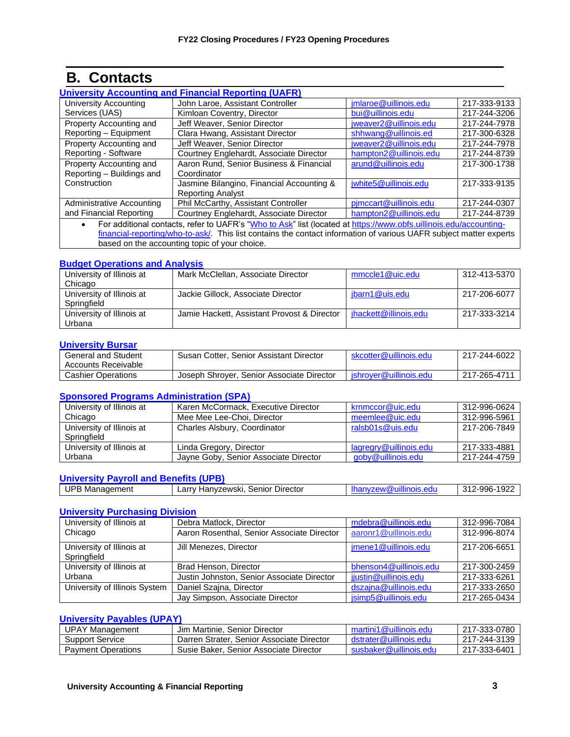# B. Contacts

## University Accounting and Financial Reporting (UAFR)

| | | | |
|---|---|---|---|
| University Accounting Services (UAS) | John Laroe, Assistant Controller | jmlaroe@uillinois.edu | 217-333-9133 |
| | Kimloan Coventry, Director | bui@uillinois.edu | 217-244-3206 |
| Property Accounting and Reporting – Equipment | Jeff Weaver, Senior Director | jweaver2@uillinois.edu | 217-244-7978 |
| | Clara Hwang, Assistant Director | shhwang@uillinois.ed | 217-300-6328 |
| Property Accounting and Reporting - Software | Jeff Weaver, Senior Director | jweaver2@uillinois.edu | 217-244-7978 |
| | Courtney Englehardt, Associate Director | hampton2@uillinois.edu | 217-244-8739 |
| Property Accounting and Reporting – Buildings and Construction | Aaron Rund, Senior Business & Financial Coordinator | arund@uillinois.edu | 217-300-1738 |
| | Jasmine Bilangino, Financial Accounting & Reporting Analyst | jwhite5@uillinois.edu | 217-333-9135 |
| Administrative Accounting and Financial Reporting | Phil McCarthy, Assistant Controller | pjmccart@uillinois.edu | 217-244-0307 |
| | Courtney Englehardt, Associate Director | hampton2@uillinois.edu | 217-244-8739 |

- For additional contacts, refer to UAFR's "Who to Ask" list (located at https://www.obfs.uillinois.edu/accounting-financial-reporting/who-to-ask/. This list contains the contact information of various UAFR subject matter experts based on the accounting topic of your choice.

## Budget Operations and Analysis

| | | | |
|---|---|---|---|
| University of Illinois at Chicago | Mark McClellan, Associate Director | mmccle1@uic.edu | 312-413-5370 |
| University of Illinois at Springfield | Jackie Gillock, Associate Director | jbarn1@uis.edu | 217-206-6077 |
| University of Illinois at Urbana | Jamie Hackett, Assistant Provost & Director | jhackett@illinois.edu | 217-333-3214 |

## University Bursar

| | | | |
|---|---|---|---|
| General and Student Accounts Receivable | Susan Cotter, Senior Assistant Director | skcotter@uillinois.edu | 217-244-6022 |
| Cashier Operations | Joseph Shroyer, Senior Associate Director | jshroyer@uillinois.edu | 217-265-4711 |

## Sponsored Programs Administration (SPA)

| | | | |
|---|---|---|---|
| University of Illinois at Chicago | Karen McCormack, Executive Director | krnmccor@uic.edu | 312-996-0624 |
| | Mee Mee Lee-Choi, Director | meemlee@uic.edu | 312-996-5961 |
| University of Illinois at Springfield | Charles Alsbury, Coordinator | ralsb01s@uis.edu | 217-206-7849 |
| University of Illinois at Urbana | Linda Gregory, Director | lagregry@uillinois.edu | 217-333-4881 |
| | Jayne Goby, Senior Associate Director | goby@uillinois.edu | 217-244-4759 |

## University Payroll and Benefits (UPB)

| | | | |
|---|---|---|---|
| UPB Management | Larry Hanyzewski, Senior Director | lhanyzew@uillinois.edu | 312-996-1922 |

## University Purchasing Division

| | | | |
|---|---|---|---|
| University of Illinois at Chicago | Debra Matlock, Director | mdebra@uillinois.edu | 312-996-7084 |
| | Aaron Rosenthal, Senior Associate Director | aaronr1@uillinois.edu | 312-996-8074 |
| University of Illinois at Springfield | Jill Menezes, Director | jmene1@uillinois.edu | 217-206-6651 |
| University of Illinois at Urbana | Brad Henson, Director | bhenson4@uillinois.edu | 217-300-2459 |
| | Justin Johnston, Senior Associate Director | jjustin@uillinois.edu | 217-333-6261 |
| University of Illinois System | Daniel Szajna, Director | dszajna@uillinois.edu | 217-333-2650 |
| | Jay Simpson, Associate Director | jsimp5@uillinois.edu | 217-265-0434 |

## University Payables (UPAY)

| | | | |
|---|---|---|---|
| UPAY Management | Jim Martinie, Senior Director | martini1@uillinois.edu | 217-333-0780 |
| Support Service | Darren Strater, Senior Associate Director | dstrater@uillinois.edu | 217-244-3139 |
| Payment Operations | Susie Baker, Senior Associate Director | susbaker@uillinois.edu | 217-333-6401 |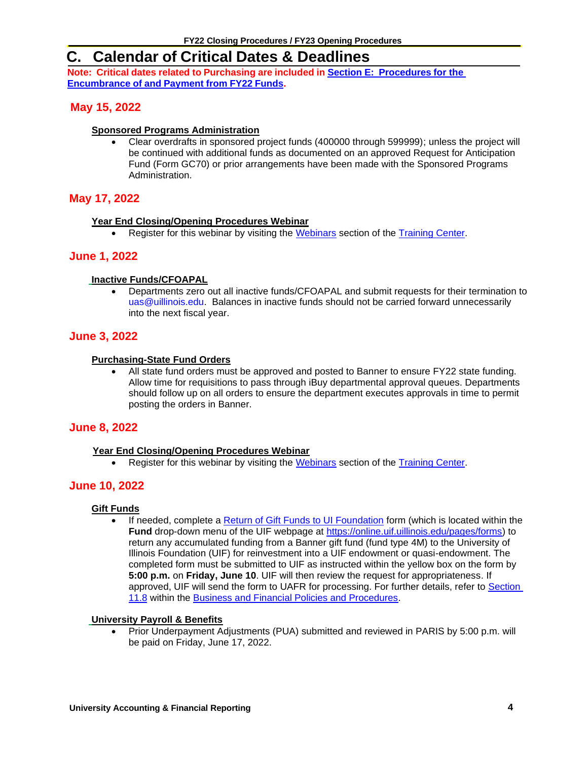## C. Calendar of Critical Dates & Deadlines

**Note: Critical dates related to Purchasing are included in Section E: Procedures for the Encumbrance of and Payment from FY22 Funds.**

### May 15, 2022

**Sponsored Programs Administration**

- Clear overdrafts in sponsored project funds (400000 through 599999); unless the project will be continued with additional funds as documented on an approved Request for Anticipation Fund (Form GC70) or prior arrangements have been made with the Sponsored Programs Administration.

### May 17, 2022

**Year End Closing/Opening Procedures Webinar**

- Register for this webinar by visiting the Webinars section of the Training Center.

### June 1, 2022

**Inactive Funds/CFOAPAL**

- Departments zero out all inactive funds/CFOAPAL and submit requests for their termination to uas@uillinois.edu. Balances in inactive funds should not be carried forward unnecessarily into the next fiscal year.

### June 3, 2022

**Purchasing-State Fund Orders**

- All state fund orders must be approved and posted to Banner to ensure FY22 state funding. Allow time for requisitions to pass through iBuy departmental approval queues. Departments should follow up on all orders to ensure the department executes approvals in time to permit posting the orders in Banner.

### June 8, 2022

**Year End Closing/Opening Procedures Webinar**

- Register for this webinar by visiting the Webinars section of the Training Center.

### June 10, 2022

**Gift Funds**

- If needed, complete a Return of Gift Funds to UI Foundation form (which is located within the **Fund** drop-down menu of the UIF webpage at https://online.uif.uillinois.edu/pages/forms) to return any accumulated funding from a Banner gift fund (fund type 4M) to the University of Illinois Foundation (UIF) for reinvestment into a UIF endowment or quasi-endowment. The completed form must be submitted to UIF as instructed within the yellow box on the form by **5:00 p.m.** on **Friday, June 10**. UIF will then review the request for appropriateness. If approved, UIF will send the form to UAFR for processing. For further details, refer to Section 11.8 within the Business and Financial Policies and Procedures.

**University Payroll & Benefits**

- Prior Underpayment Adjustments (PUA) submitted and reviewed in PARIS by 5:00 p.m. will be paid on Friday, June 17, 2022.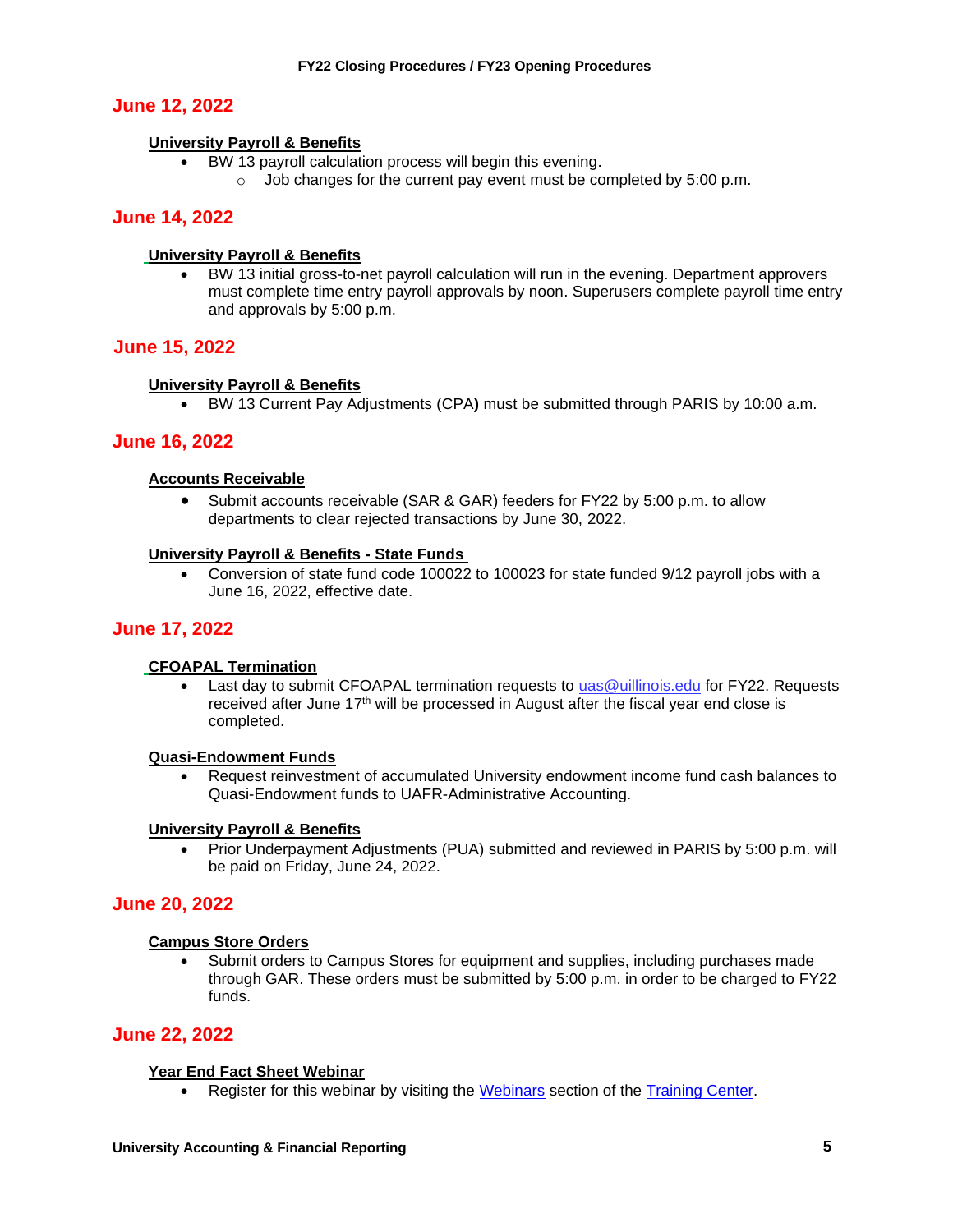## June 12, 2022

### University Payroll & Benefits

- BW 13 payroll calculation process will begin this evening.
  - Job changes for the current pay event must be completed by 5:00 p.m.

## June 14, 2022

### University Payroll & Benefits

- BW 13 initial gross-to-net payroll calculation will run in the evening. Department approvers must complete time entry payroll approvals by noon. Superusers complete payroll time entry and approvals by 5:00 p.m.

## June 15, 2022

### University Payroll & Benefits

- BW 13 Current Pay Adjustments (CPA**)** must be submitted through PARIS by 10:00 a.m.

## June 16, 2022

### Accounts Receivable

- Submit accounts receivable (SAR & GAR) feeders for FY22 by 5:00 p.m. to allow departments to clear rejected transactions by June 30, 2022.

### University Payroll & Benefits - State Funds

- Conversion of state fund code 100022 to 100023 for state funded 9/12 payroll jobs with a June 16, 2022, effective date.

## June 17, 2022

### CFOAPAL Termination

- Last day to submit CFOAPAL termination requests to [uas@uillinois.edu](mailto:uas@uillinois.edu) for FY22. Requests received after June 17th will be processed in August after the fiscal year end close is completed.

### Quasi-Endowment Funds

- Request reinvestment of accumulated University endowment income fund cash balances to Quasi-Endowment funds to UAFR-Administrative Accounting.

### University Payroll & Benefits

- Prior Underpayment Adjustments (PUA) submitted and reviewed in PARIS by 5:00 p.m. will be paid on Friday, June 24, 2022.

## June 20, 2022

### Campus Store Orders

- Submit orders to Campus Stores for equipment and supplies, including purchases made through GAR. These orders must be submitted by 5:00 p.m. in order to be charged to FY22 funds.

## June 22, 2022

### Year End Fact Sheet Webinar

- Register for this webinar by visiting the Webinars section of the Training Center.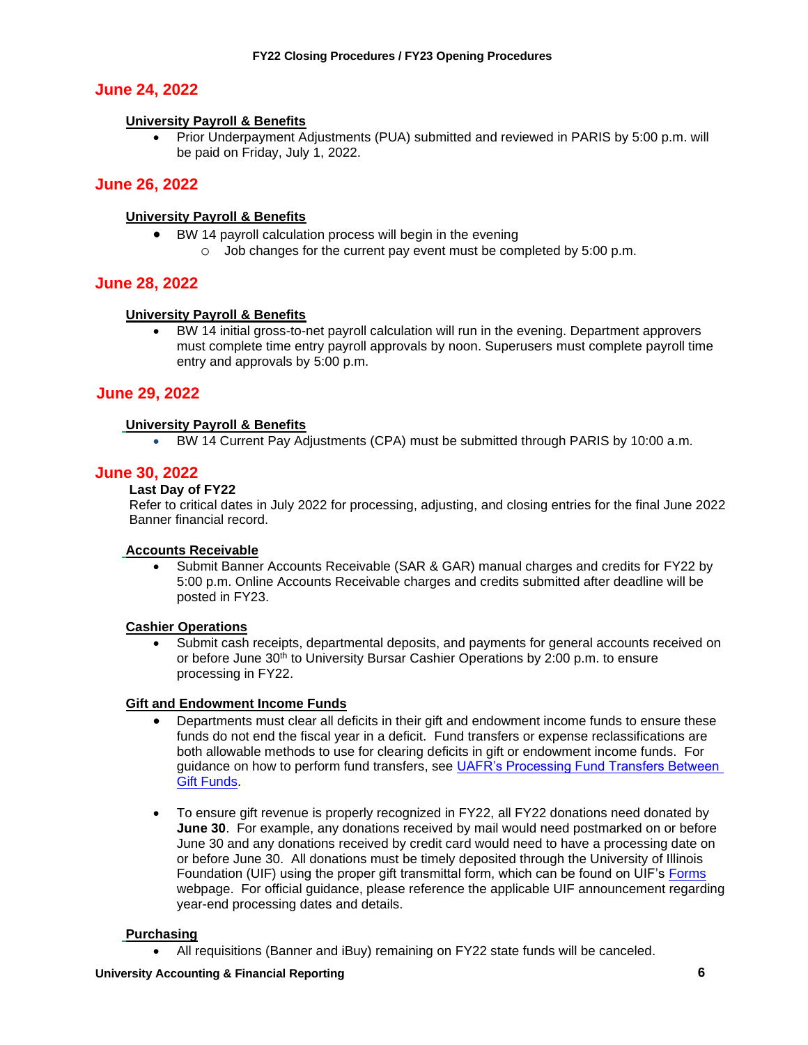## June 24, 2022

**University Payroll & Benefits**

- Prior Underpayment Adjustments (PUA) submitted and reviewed in PARIS by 5:00 p.m. will be paid on Friday, July 1, 2022.

## June 26, 2022

**University Payroll & Benefits**

- BW 14 payroll calculation process will begin in the evening
  - Job changes for the current pay event must be completed by 5:00 p.m.

## June 28, 2022

**University Payroll & Benefits**

- BW 14 initial gross-to-net payroll calculation will run in the evening. Department approvers must complete time entry payroll approvals by noon. Superusers must complete payroll time entry and approvals by 5:00 p.m.

## June 29, 2022

**University Payroll & Benefits**

- BW 14 Current Pay Adjustments (CPA) must be submitted through PARIS by 10:00 a.m.

## June 30, 2022

**Last Day of FY22**

Refer to critical dates in July 2022 for processing, adjusting, and closing entries for the final June 2022 Banner financial record.

**Accounts Receivable**

- Submit Banner Accounts Receivable (SAR & GAR) manual charges and credits for FY22 by 5:00 p.m. Online Accounts Receivable charges and credits submitted after deadline will be posted in FY23.

**Cashier Operations**

- Submit cash receipts, departmental deposits, and payments for general accounts received on or before June 30th to University Bursar Cashier Operations by 2:00 p.m. to ensure processing in FY22.

**Gift and Endowment Income Funds**

- Departments must clear all deficits in their gift and endowment income funds to ensure these funds do not end the fiscal year in a deficit. Fund transfers or expense reclassifications are both allowable methods to use for clearing deficits in gift or endowment income funds. For guidance on how to perform fund transfers, see UAFR's Processing Fund Transfers Between Gift Funds.

- To ensure gift revenue is properly recognized in FY22, all FY22 donations need donated by **June 30**. For example, any donations received by mail would need postmarked on or before June 30 and any donations received by credit card would need to have a processing date on or before June 30. All donations must be timely deposited through the University of Illinois Foundation (UIF) using the proper gift transmittal form, which can be found on UIF's Forms webpage. For official guidance, please reference the applicable UIF announcement regarding year-end processing dates and details.

**Purchasing**

- All requisitions (Banner and iBuy) remaining on FY22 state funds will be canceled.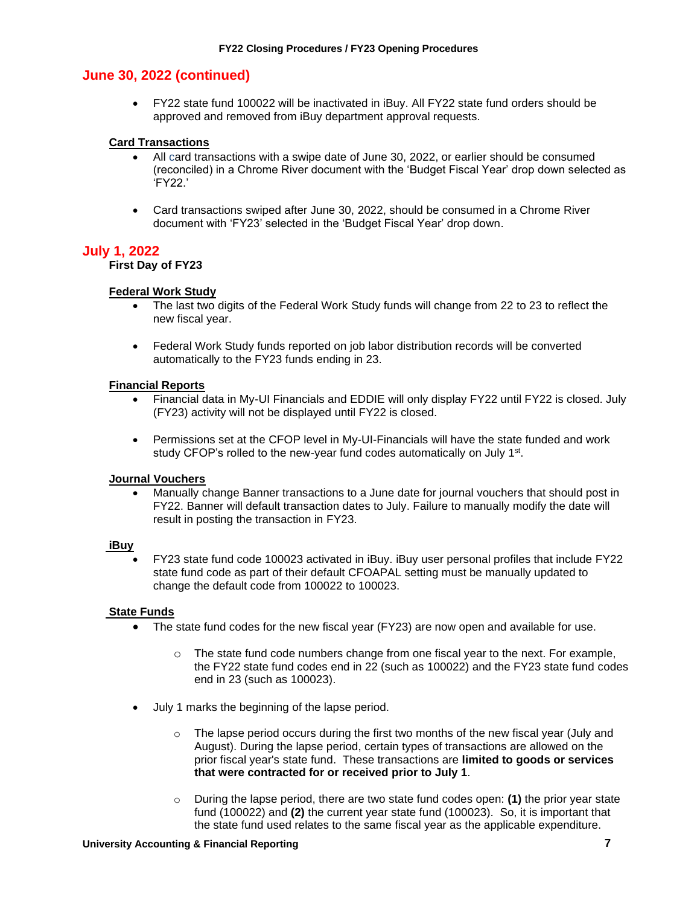## June 30, 2022 (continued)

- FY22 state fund 100022 will be inactivated in iBuy. All FY22 state fund orders should be approved and removed from iBuy department approval requests.

**Card Transactions**

- All card transactions with a swipe date of June 30, 2022, or earlier should be consumed (reconciled) in a Chrome River document with the 'Budget Fiscal Year' drop down selected as 'FY22.'
- Card transactions swiped after June 30, 2022, should be consumed in a Chrome River document with 'FY23' selected in the 'Budget Fiscal Year' drop down.

## July 1, 2022

**First Day of FY23**

**Federal Work Study**

- The last two digits of the Federal Work Study funds will change from 22 to 23 to reflect the new fiscal year.
- Federal Work Study funds reported on job labor distribution records will be converted automatically to the FY23 funds ending in 23.

**Financial Reports**

- Financial data in My-UI Financials and EDDIE will only display FY22 until FY22 is closed. July (FY23) activity will not be displayed until FY22 is closed.
- Permissions set at the CFOP level in My-UI-Financials will have the state funded and work study CFOP's rolled to the new-year fund codes automatically on July 1st.

**Journal Vouchers**

- Manually change Banner transactions to a June date for journal vouchers that should post in FY22. Banner will default transaction dates to July. Failure to manually modify the date will result in posting the transaction in FY23.

**iBuy**

- FY23 state fund code 100023 activated in iBuy. iBuy user personal profiles that include FY22 state fund code as part of their default CFOAPAL setting must be manually updated to change the default code from 100022 to 100023.

**State Funds**

- The state fund codes for the new fiscal year (FY23) are now open and available for use.
  - The state fund code numbers change from one fiscal year to the next. For example, the FY22 state fund codes end in 22 (such as 100022) and the FY23 state fund codes end in 23 (such as 100023).
- July 1 marks the beginning of the lapse period.
  - The lapse period occurs during the first two months of the new fiscal year (July and August). During the lapse period, certain types of transactions are allowed on the prior fiscal year's state fund. These transactions are **limited to goods or services that were contracted for or received prior to July 1**.
  - During the lapse period, there are two state fund codes open: **(1)** the prior year state fund (100022) and **(2)** the current year state fund (100023). So, it is important that the state fund used relates to the same fiscal year as the applicable expenditure.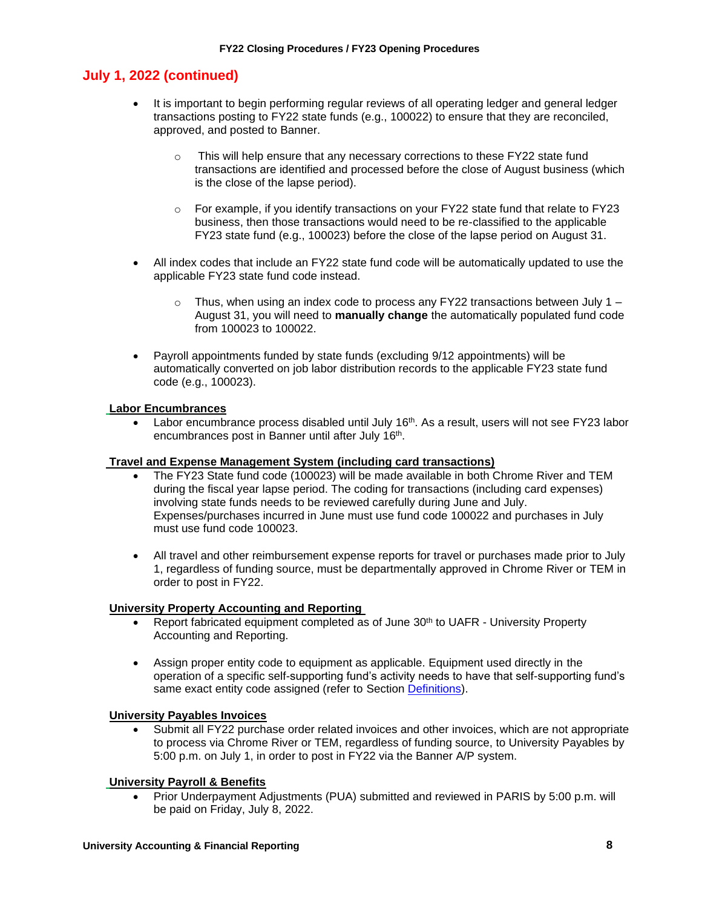## July 1, 2022 (continued)

- It is important to begin performing regular reviews of all operating ledger and general ledger transactions posting to FY22 state funds (e.g., 100022) to ensure that they are reconciled, approved, and posted to Banner.
    - This will help ensure that any necessary corrections to these FY22 state fund transactions are identified and processed before the close of August business (which is the close of the lapse period).
    - For example, if you identify transactions on your FY22 state fund that relate to FY23 business, then those transactions would need to be re-classified to the applicable FY23 state fund (e.g., 100023) before the close of the lapse period on August 31.
- All index codes that include an FY22 state fund code will be automatically updated to use the applicable FY23 state fund code instead.
    - Thus, when using an index code to process any FY22 transactions between July 1 – August 31, you will need to **manually change** the automatically populated fund code from 100023 to 100022.
- Payroll appointments funded by state funds (excluding 9/12 appointments) will be automatically converted on job labor distribution records to the applicable FY23 state fund code (e.g., 100023).

**Labor Encumbrances**

- Labor encumbrance process disabled until July 16th. As a result, users will not see FY23 labor encumbrances post in Banner until after July 16th.

**Travel and Expense Management System (including card transactions)**

- The FY23 State fund code (100023) will be made available in both Chrome River and TEM during the fiscal year lapse period. The coding for transactions (including card expenses) involving state funds needs to be reviewed carefully during June and July. Expenses/purchases incurred in June must use fund code 100022 and purchases in July must use fund code 100023.
- All travel and other reimbursement expense reports for travel or purchases made prior to July 1, regardless of funding source, must be departmentally approved in Chrome River or TEM in order to post in FY22.

**University Property Accounting and Reporting**

- Report fabricated equipment completed as of June 30th to UAFR - University Property Accounting and Reporting.
- Assign proper entity code to equipment as applicable. Equipment used directly in the operation of a specific self-supporting fund's activity needs to have that self-supporting fund's same exact entity code assigned (refer to Section Definitions).

**University Payables Invoices**

- Submit all FY22 purchase order related invoices and other invoices, which are not appropriate to process via Chrome River or TEM, regardless of funding source, to University Payables by 5:00 p.m. on July 1, in order to post in FY22 via the Banner A/P system.

**University Payroll & Benefits**

- Prior Underpayment Adjustments (PUA) submitted and reviewed in PARIS by 5:00 p.m. will be paid on Friday, July 8, 2022.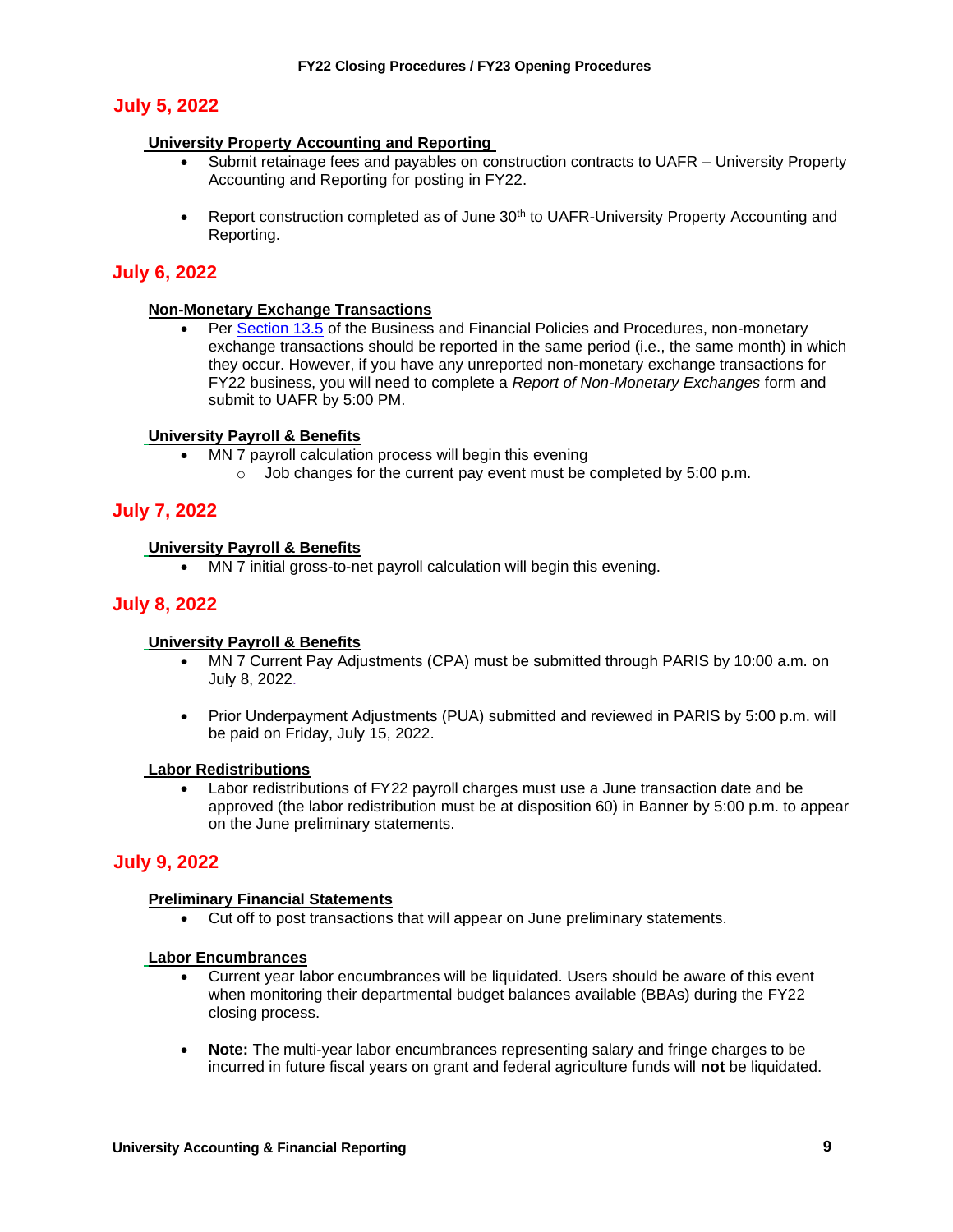## July 5, 2022

### University Property Accounting and Reporting

- Submit retainage fees and payables on construction contracts to UAFR – University Property Accounting and Reporting for posting in FY22.
- Report construction completed as of June 30th to UAFR-University Property Accounting and Reporting.

## July 6, 2022

### Non-Monetary Exchange Transactions

- Per Section 13.5 of the Business and Financial Policies and Procedures, non-monetary exchange transactions should be reported in the same period (i.e., the same month) in which they occur. However, if you have any unreported non-monetary exchange transactions for FY22 business, you will need to complete a *Report of Non-Monetary Exchanges* form and submit to UAFR by 5:00 PM.

### University Payroll & Benefits

- MN 7 payroll calculation process will begin this evening
  - Job changes for the current pay event must be completed by 5:00 p.m.

## July 7, 2022

### University Payroll & Benefits

- MN 7 initial gross-to-net payroll calculation will begin this evening.

## July 8, 2022

### University Payroll & Benefits

- MN 7 Current Pay Adjustments (CPA) must be submitted through PARIS by 10:00 a.m. on July 8, 2022.
- Prior Underpayment Adjustments (PUA) submitted and reviewed in PARIS by 5:00 p.m. will be paid on Friday, July 15, 2022.

### Labor Redistributions

- Labor redistributions of FY22 payroll charges must use a June transaction date and be approved (the labor redistribution must be at disposition 60) in Banner by 5:00 p.m. to appear on the June preliminary statements.

## July 9, 2022

### Preliminary Financial Statements

- Cut off to post transactions that will appear on June preliminary statements.

### Labor Encumbrances

- Current year labor encumbrances will be liquidated. Users should be aware of this event when monitoring their departmental budget balances available (BBAs) during the FY22 closing process.
- **Note:** The multi-year labor encumbrances representing salary and fringe charges to be incurred in future fiscal years on grant and federal agriculture funds will **not** be liquidated.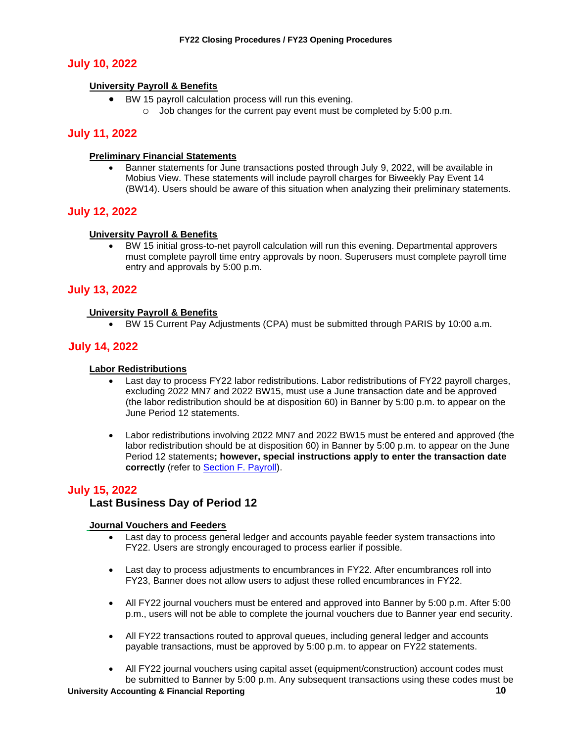## July 10, 2022

**University Payroll & Benefits**

- BW 15 payroll calculation process will run this evening.
  - Job changes for the current pay event must be completed by 5:00 p.m.

## July 11, 2022

**Preliminary Financial Statements**

- Banner statements for June transactions posted through July 9, 2022, will be available in Mobius View. These statements will include payroll charges for Biweekly Pay Event 14 (BW14). Users should be aware of this situation when analyzing their preliminary statements.

## July 12, 2022

**University Payroll & Benefits**

- BW 15 initial gross-to-net payroll calculation will run this evening. Departmental approvers must complete payroll time entry approvals by noon. Superusers must complete payroll time entry and approvals by 5:00 p.m.

## July 13, 2022

**University Payroll & Benefits**

- BW 15 Current Pay Adjustments (CPA) must be submitted through PARIS by 10:00 a.m.

## July 14, 2022

**Labor Redistributions**

- Last day to process FY22 labor redistributions. Labor redistributions of FY22 payroll charges, excluding 2022 MN7 and 2022 BW15, must use a June transaction date and be approved (the labor redistribution should be at disposition 60) in Banner by 5:00 p.m. to appear on the June Period 12 statements.

- Labor redistributions involving 2022 MN7 and 2022 BW15 must be entered and approved (the labor redistribution should be at disposition 60) in Banner by 5:00 p.m. to appear on the June Period 12 statements**; however, special instructions apply to enter the transaction date correctly** (refer to Section F. Payroll).

## July 15, 2022

### Last Business Day of Period 12

**Journal Vouchers and Feeders**

- Last day to process general ledger and accounts payable feeder system transactions into FY22. Users are strongly encouraged to process earlier if possible.

- Last day to process adjustments to encumbrances in FY22. After encumbrances roll into FY23, Banner does not allow users to adjust these rolled encumbrances in FY22.

- All FY22 journal vouchers must be entered and approved into Banner by 5:00 p.m. After 5:00 p.m., users will not be able to complete the journal vouchers due to Banner year end security.

- All FY22 transactions routed to approval queues, including general ledger and accounts payable transactions, must be approved by 5:00 p.m. to appear on FY22 statements.

- All FY22 journal vouchers using capital asset (equipment/construction) account codes must be submitted to Banner by 5:00 p.m. Any subsequent transactions using these codes must be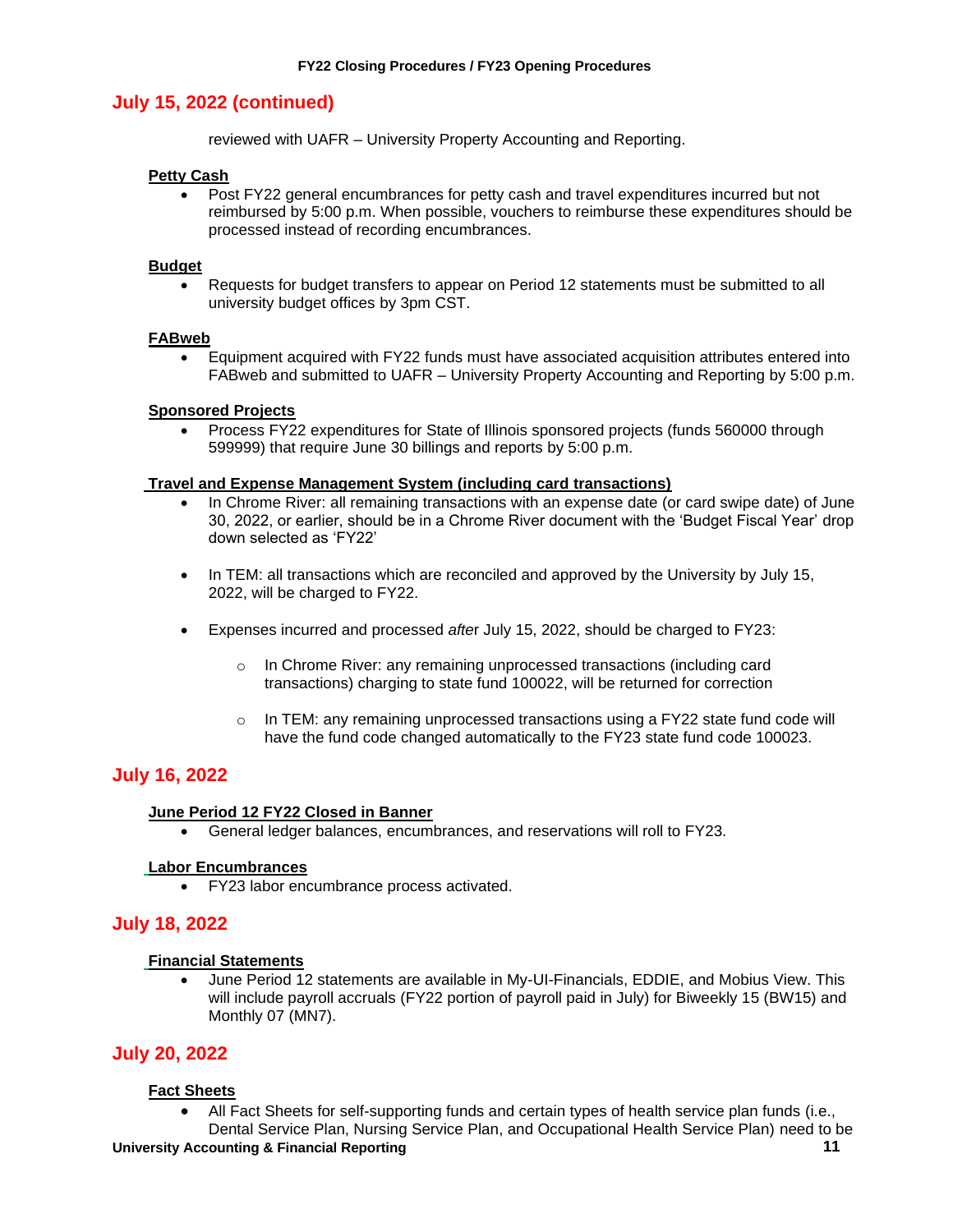## July 15, 2022 (continued)

reviewed with UAFR – University Property Accounting and Reporting.

**Petty Cash**

- Post FY22 general encumbrances for petty cash and travel expenditures incurred but not reimbursed by 5:00 p.m. When possible, vouchers to reimburse these expenditures should be processed instead of recording encumbrances.

**Budget**

- Requests for budget transfers to appear on Period 12 statements must be submitted to all university budget offices by 3pm CST.

**FABweb**

- Equipment acquired with FY22 funds must have associated acquisition attributes entered into FABweb and submitted to UAFR – University Property Accounting and Reporting by 5:00 p.m.

**Sponsored Projects**

- Process FY22 expenditures for State of Illinois sponsored projects (funds 560000 through 599999) that require June 30 billings and reports by 5:00 p.m.

**Travel and Expense Management System (including card transactions)**

- In Chrome River: all remaining transactions with an expense date (or card swipe date) of June 30, 2022, or earlier, should be in a Chrome River document with the 'Budget Fiscal Year' drop down selected as 'FY22'
- In TEM: all transactions which are reconciled and approved by the University by July 15, 2022, will be charged to FY22.
- Expenses incurred and processed *afte*r July 15, 2022, should be charged to FY23:
  - In Chrome River: any remaining unprocessed transactions (including card transactions) charging to state fund 100022, will be returned for correction
  - In TEM: any remaining unprocessed transactions using a FY22 state fund code will have the fund code changed automatically to the FY23 state fund code 100023.

## July 16, 2022

**June Period 12 FY22 Closed in Banner**

- General ledger balances, encumbrances, and reservations will roll to FY23.

**Labor Encumbrances**

- FY23 labor encumbrance process activated.

## July 18, 2022

**Financial Statements**

- June Period 12 statements are available in My-UI-Financials, EDDIE, and Mobius View. This will include payroll accruals (FY22 portion of payroll paid in July) for Biweekly 15 (BW15) and Monthly 07 (MN7).

## July 20, 2022

**Fact Sheets**

- All Fact Sheets for self-supporting funds and certain types of health service plan funds (i.e., Dental Service Plan, Nursing Service Plan, and Occupational Health Service Plan) need to be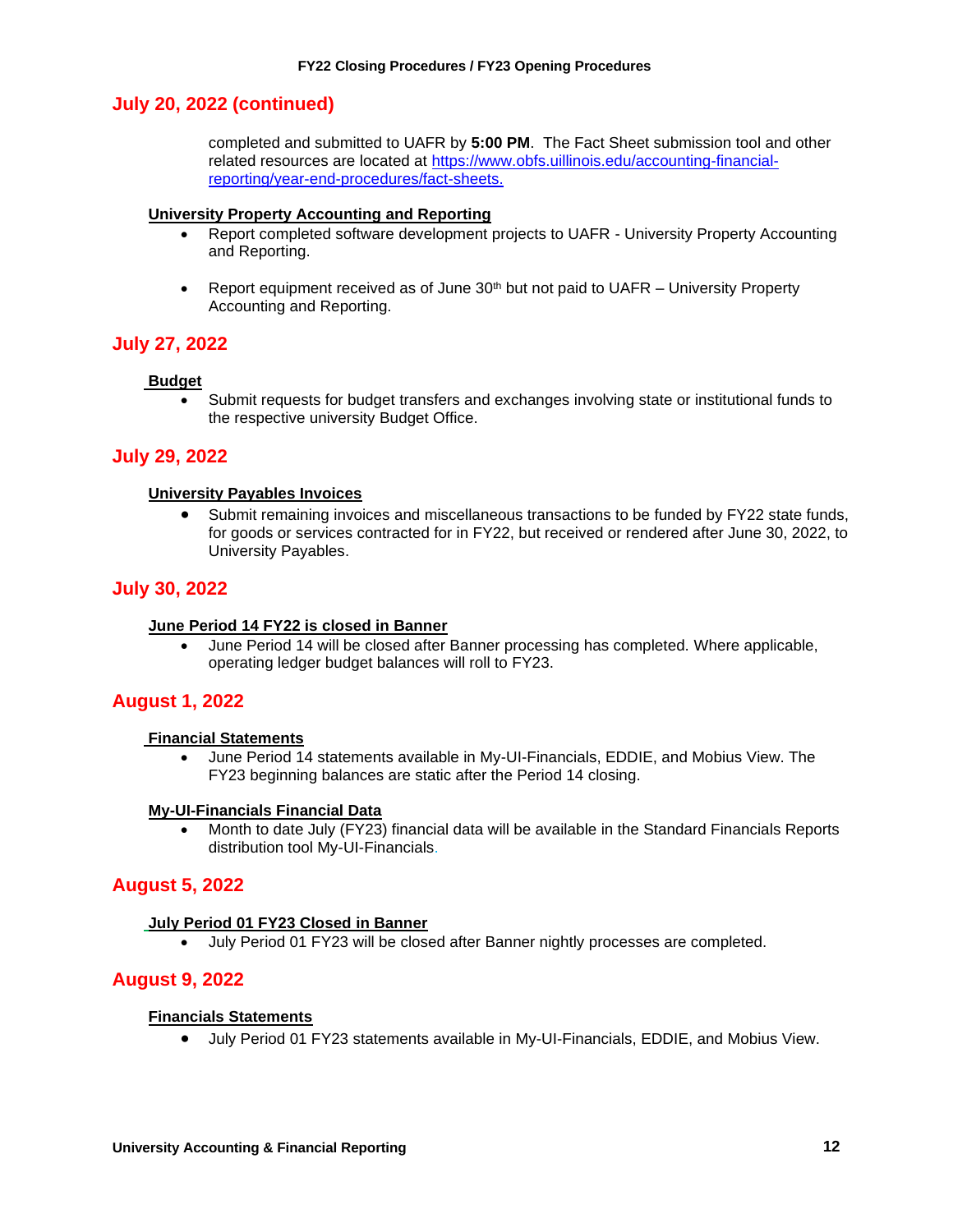## July 20, 2022 (continued)

completed and submitted to UAFR by **5:00 PM**. The Fact Sheet submission tool and other related resources are located at [https://www.obfs.uillinois.edu/accounting-financial-reporting/year-end-procedures/fact-sheets.](https://www.obfs.uillinois.edu/accounting-financial-reporting/year-end-procedures/fact-sheets)

### University Property Accounting and Reporting

- Report completed software development projects to UAFR - University Property Accounting and Reporting.
- Report equipment received as of June 30th but not paid to UAFR – University Property Accounting and Reporting.

## July 27, 2022

### Budget

- Submit requests for budget transfers and exchanges involving state or institutional funds to the respective university Budget Office.

## July 29, 2022

### University Payables Invoices

- Submit remaining invoices and miscellaneous transactions to be funded by FY22 state funds, for goods or services contracted for in FY22, but received or rendered after June 30, 2022, to University Payables.

## July 30, 2022

### June Period 14 FY22 is closed in Banner

- June Period 14 will be closed after Banner processing has completed. Where applicable, operating ledger budget balances will roll to FY23.

## August 1, 2022

### Financial Statements

- June Period 14 statements available in My-UI-Financials, EDDIE, and Mobius View. The FY23 beginning balances are static after the Period 14 closing.

### My-UI-Financials Financial Data

- Month to date July (FY23) financial data will be available in the Standard Financials Reports distribution tool My-UI-Financials.

## August 5, 2022

### July Period 01 FY23 Closed in Banner

- July Period 01 FY23 will be closed after Banner nightly processes are completed.

## August 9, 2022

### Financials Statements

- July Period 01 FY23 statements available in My-UI-Financials, EDDIE, and Mobius View.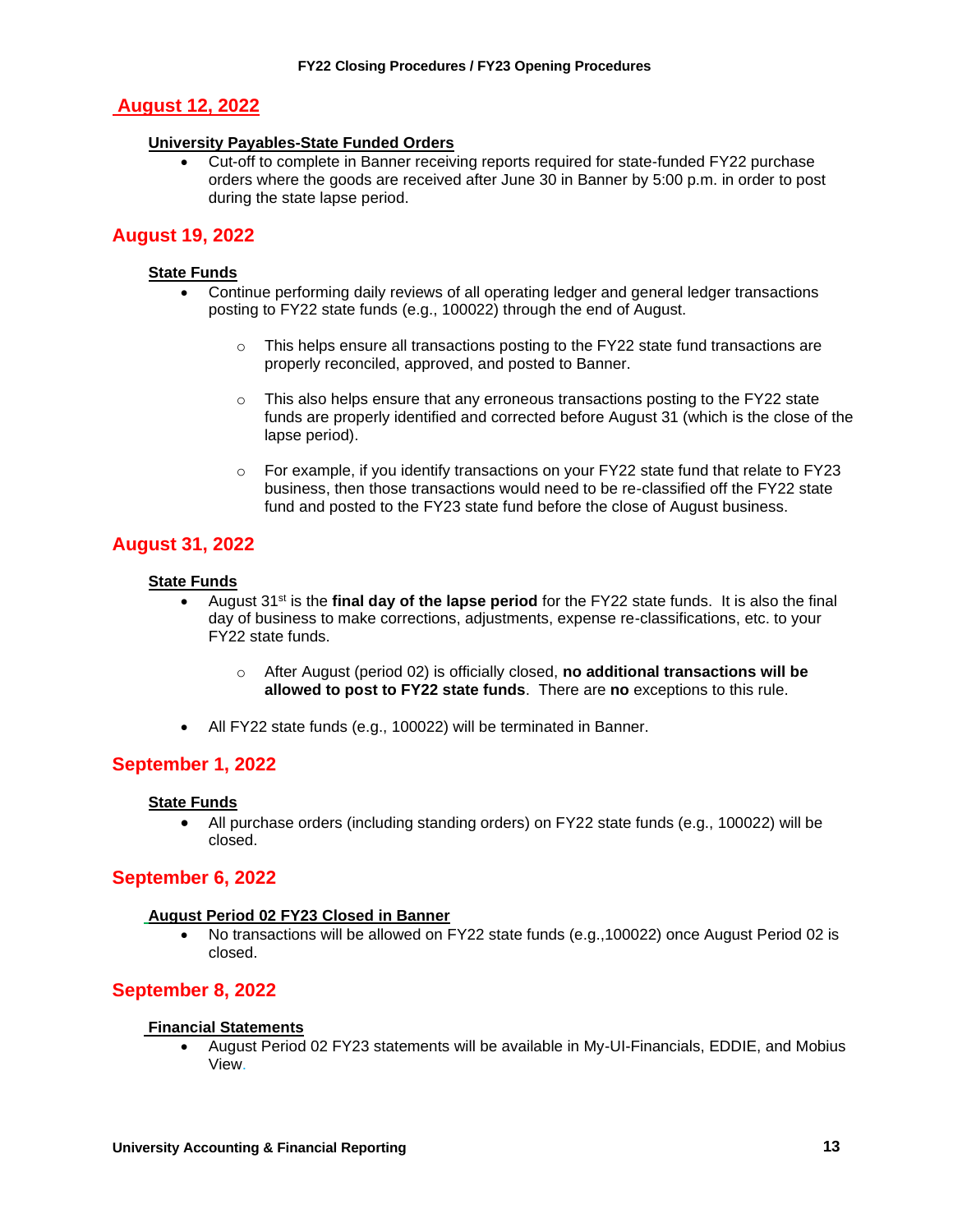## August 12, 2022

### University Payables-State Funded Orders

- Cut-off to complete in Banner receiving reports required for state-funded FY22 purchase orders where the goods are received after June 30 in Banner by 5:00 p.m. in order to post during the state lapse period.

## August 19, 2022

### State Funds

- Continue performing daily reviews of all operating ledger and general ledger transactions posting to FY22 state funds (e.g., 100022) through the end of August.
  - This helps ensure all transactions posting to the FY22 state fund transactions are properly reconciled, approved, and posted to Banner.
  - This also helps ensure that any erroneous transactions posting to the FY22 state funds are properly identified and corrected before August 31 (which is the close of the lapse period).
  - For example, if you identify transactions on your FY22 state fund that relate to FY23 business, then those transactions would need to be re-classified off the FY22 state fund and posted to the FY23 state fund before the close of August business.

## August 31, 2022

### State Funds

- August 31st is the **final day of the lapse period** for the FY22 state funds. It is also the final day of business to make corrections, adjustments, expense re-classifications, etc. to your FY22 state funds.
  - After August (period 02) is officially closed, **no additional transactions will be allowed to post to FY22 state funds**. There are **no** exceptions to this rule.
- All FY22 state funds (e.g., 100022) will be terminated in Banner.

## September 1, 2022

### State Funds

- All purchase orders (including standing orders) on FY22 state funds (e.g., 100022) will be closed.

## September 6, 2022

### August Period 02 FY23 Closed in Banner

- No transactions will be allowed on FY22 state funds (e.g.,100022) once August Period 02 is closed.

## September 8, 2022

### Financial Statements

- August Period 02 FY23 statements will be available in My-UI-Financials, EDDIE, and Mobius View.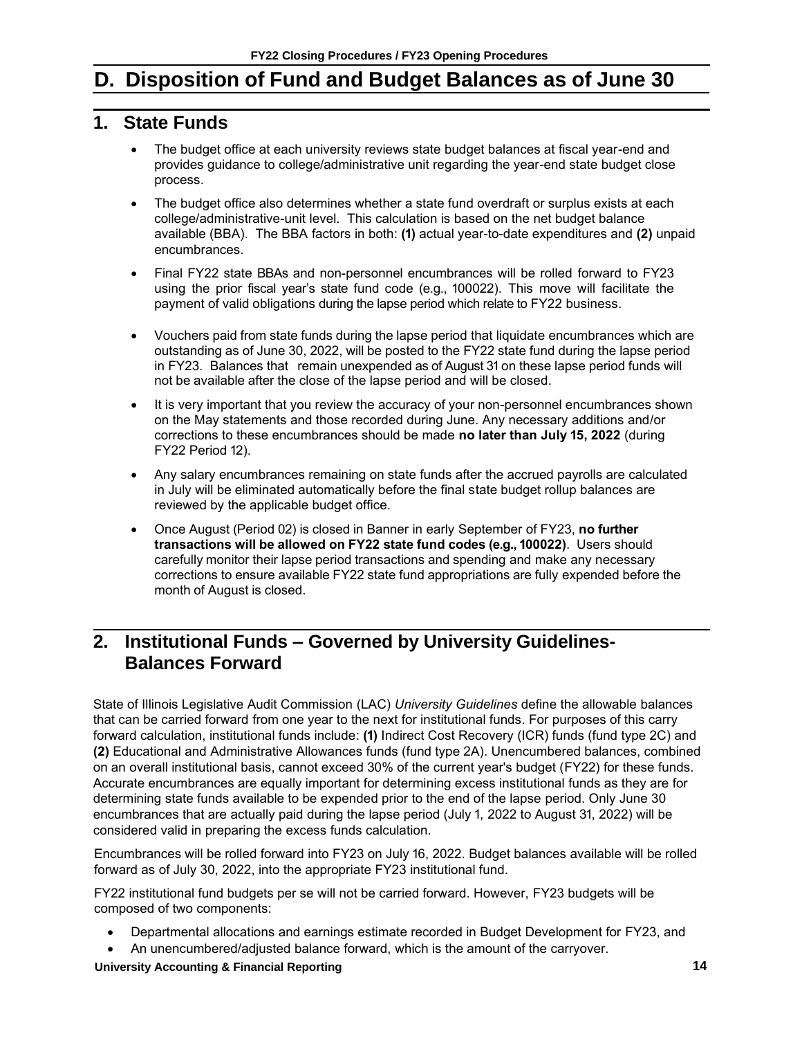# D. Disposition of Fund and Budget Balances as of June 30

## 1. State Funds

- The budget office at each university reviews state budget balances at fiscal year-end and provides guidance to college/administrative unit regarding the year-end state budget close process.
- The budget office also determines whether a state fund overdraft or surplus exists at each college/administrative-unit level. This calculation is based on the net budget balance available (BBA). The BBA factors in both: **(1)** actual year-to-date expenditures and **(2)** unpaid encumbrances.
- Final FY22 state BBAs and non-personnel encumbrances will be rolled forward to FY23 using the prior fiscal year's state fund code (e.g., 100022). This move will facilitate the payment of valid obligations during the lapse period which relate to FY22 business.
- Vouchers paid from state funds during the lapse period that liquidate encumbrances which are outstanding as of June 30, 2022, will be posted to the FY22 state fund during the lapse period in FY23. Balances that remain unexpended as of August 31 on these lapse period funds will not be available after the close of the lapse period and will be closed.
- It is very important that you review the accuracy of your non-personnel encumbrances shown on the May statements and those recorded during June. Any necessary additions and/or corrections to these encumbrances should be made **no later than July 15, 2022** (during FY22 Period 12).
- Any salary encumbrances remaining on state funds after the accrued payrolls are calculated in July will be eliminated automatically before the final state budget rollup balances are reviewed by the applicable budget office.
- Once August (Period 02) is closed in Banner in early September of FY23, **no further transactions will be allowed on FY22 state fund codes (e.g., 100022)**. Users should carefully monitor their lapse period transactions and spending and make any necessary corrections to ensure available FY22 state fund appropriations are fully expended before the month of August is closed.

## 2. Institutional Funds – Governed by University Guidelines-Balances Forward

State of Illinois Legislative Audit Commission (LAC) *University Guidelines* define the allowable balances that can be carried forward from one year to the next for institutional funds. For purposes of this carry forward calculation, institutional funds include: **(1)** Indirect Cost Recovery (ICR) funds (fund type 2C) and **(2)** Educational and Administrative Allowances funds (fund type 2A). Unencumbered balances, combined on an overall institutional basis, cannot exceed 30% of the current year's budget (FY22) for these funds. Accurate encumbrances are equally important for determining excess institutional funds as they are for determining state funds available to be expended prior to the end of the lapse period. Only June 30 encumbrances that are actually paid during the lapse period (July 1, 2022 to August 31, 2022) will be considered valid in preparing the excess funds calculation.

Encumbrances will be rolled forward into FY23 on July 16, 2022. Budget balances available will be rolled forward as of July 30, 2022, into the appropriate FY23 institutional fund.

FY22 institutional fund budgets per se will not be carried forward. However, FY23 budgets will be composed of two components:

- Departmental allocations and earnings estimate recorded in Budget Development for FY23, and
- An unencumbered/adjusted balance forward, which is the amount of the carryover.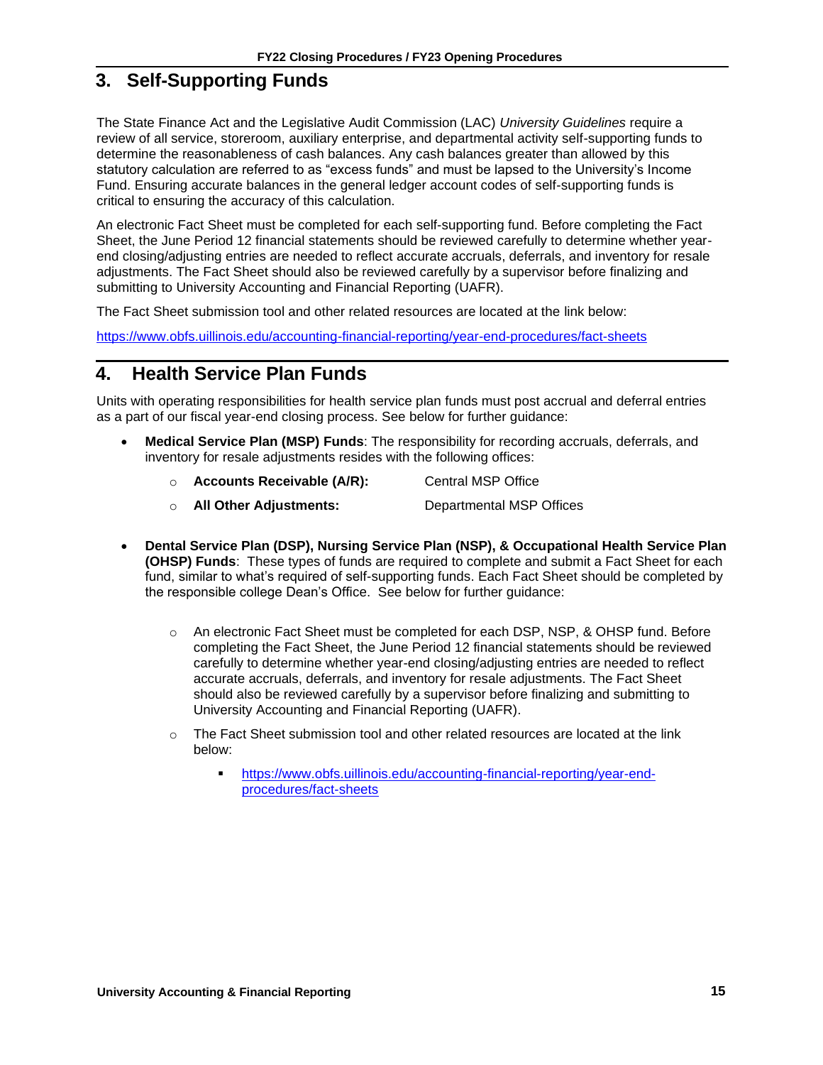## 3. Self-Supporting Funds

The State Finance Act and the Legislative Audit Commission (LAC) *University Guidelines* require a review of all service, storeroom, auxiliary enterprise, and departmental activity self-supporting funds to determine the reasonableness of cash balances. Any cash balances greater than allowed by this statutory calculation are referred to as "excess funds" and must be lapsed to the University's Income Fund. Ensuring accurate balances in the general ledger account codes of self-supporting funds is critical to ensuring the accuracy of this calculation.

An electronic Fact Sheet must be completed for each self-supporting fund. Before completing the Fact Sheet, the June Period 12 financial statements should be reviewed carefully to determine whether year-end closing/adjusting entries are needed to reflect accurate accruals, deferrals, and inventory for resale adjustments. The Fact Sheet should also be reviewed carefully by a supervisor before finalizing and submitting to University Accounting and Financial Reporting (UAFR).

The Fact Sheet submission tool and other related resources are located at the link below:

https://www.obfs.uillinois.edu/accounting-financial-reporting/year-end-procedures/fact-sheets

## 4. Health Service Plan Funds

Units with operating responsibilities for health service plan funds must post accrual and deferral entries as a part of our fiscal year-end closing process. See below for further guidance:

- **Medical Service Plan (MSP) Funds**: The responsibility for recording accruals, deferrals, and inventory for resale adjustments resides with the following offices:
  - **Accounts Receivable (A/R):** Central MSP Office
  - **All Other Adjustments:** Departmental MSP Offices
- **Dental Service Plan (DSP), Nursing Service Plan (NSP), & Occupational Health Service Plan (OHSP) Funds**: These types of funds are required to complete and submit a Fact Sheet for each fund, similar to what's required of self-supporting funds. Each Fact Sheet should be completed by the responsible college Dean's Office. See below for further guidance:
  - An electronic Fact Sheet must be completed for each DSP, NSP, & OHSP fund. Before completing the Fact Sheet, the June Period 12 financial statements should be reviewed carefully to determine whether year-end closing/adjusting entries are needed to reflect accurate accruals, deferrals, and inventory for resale adjustments. The Fact Sheet should also be reviewed carefully by a supervisor before finalizing and submitting to University Accounting and Financial Reporting (UAFR).
  - The Fact Sheet submission tool and other related resources are located at the link below:
    - https://www.obfs.uillinois.edu/accounting-financial-reporting/year-end-procedures/fact-sheets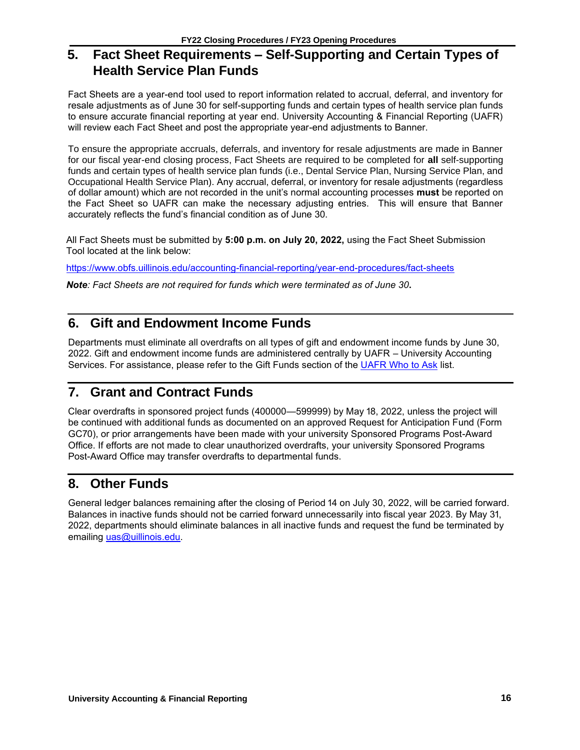## 5. Fact Sheet Requirements – Self-Supporting and Certain Types of Health Service Plan Funds

Fact Sheets are a year-end tool used to report information related to accrual, deferral, and inventory for resale adjustments as of June 30 for self-supporting funds and certain types of health service plan funds to ensure accurate financial reporting at year end. University Accounting & Financial Reporting (UAFR) will review each Fact Sheet and post the appropriate year-end adjustments to Banner.

To ensure the appropriate accruals, deferrals, and inventory for resale adjustments are made in Banner for our fiscal year-end closing process, Fact Sheets are required to be completed for **all** self-supporting funds and certain types of health service plan funds (i.e., Dental Service Plan, Nursing Service Plan, and Occupational Health Service Plan). Any accrual, deferral, or inventory for resale adjustments (regardless of dollar amount) which are not recorded in the unit's normal accounting processes **must** be reported on the Fact Sheet so UAFR can make the necessary adjusting entries. This will ensure that Banner accurately reflects the fund's financial condition as of June 30.

All Fact Sheets must be submitted by **5:00 p.m. on July 20, 2022,** using the Fact Sheet Submission Tool located at the link below:

https://www.obfs.uillinois.edu/accounting-financial-reporting/year-end-procedures/fact-sheets

***Note**: Fact Sheets are not required for funds which were terminated as of June 30*.

## 6. Gift and Endowment Income Funds

Departments must eliminate all overdrafts on all types of gift and endowment income funds by June 30, 2022. Gift and endowment income funds are administered centrally by UAFR – University Accounting Services. For assistance, please refer to the Gift Funds section of the UAFR Who to Ask list.

## 7. Grant and Contract Funds

Clear overdrafts in sponsored project funds (400000—599999) by May 18, 2022, unless the project will be continued with additional funds as documented on an approved Request for Anticipation Fund (Form GC70), or prior arrangements have been made with your university Sponsored Programs Post-Award Office. If efforts are not made to clear unauthorized overdrafts, your university Sponsored Programs Post-Award Office may transfer overdrafts to departmental funds.

## 8. Other Funds

General ledger balances remaining after the closing of Period 14 on July 30, 2022, will be carried forward. Balances in inactive funds should not be carried forward unnecessarily into fiscal year 2023. By May 31, 2022, departments should eliminate balances in all inactive funds and request the fund be terminated by emailing uas@uillinois.edu.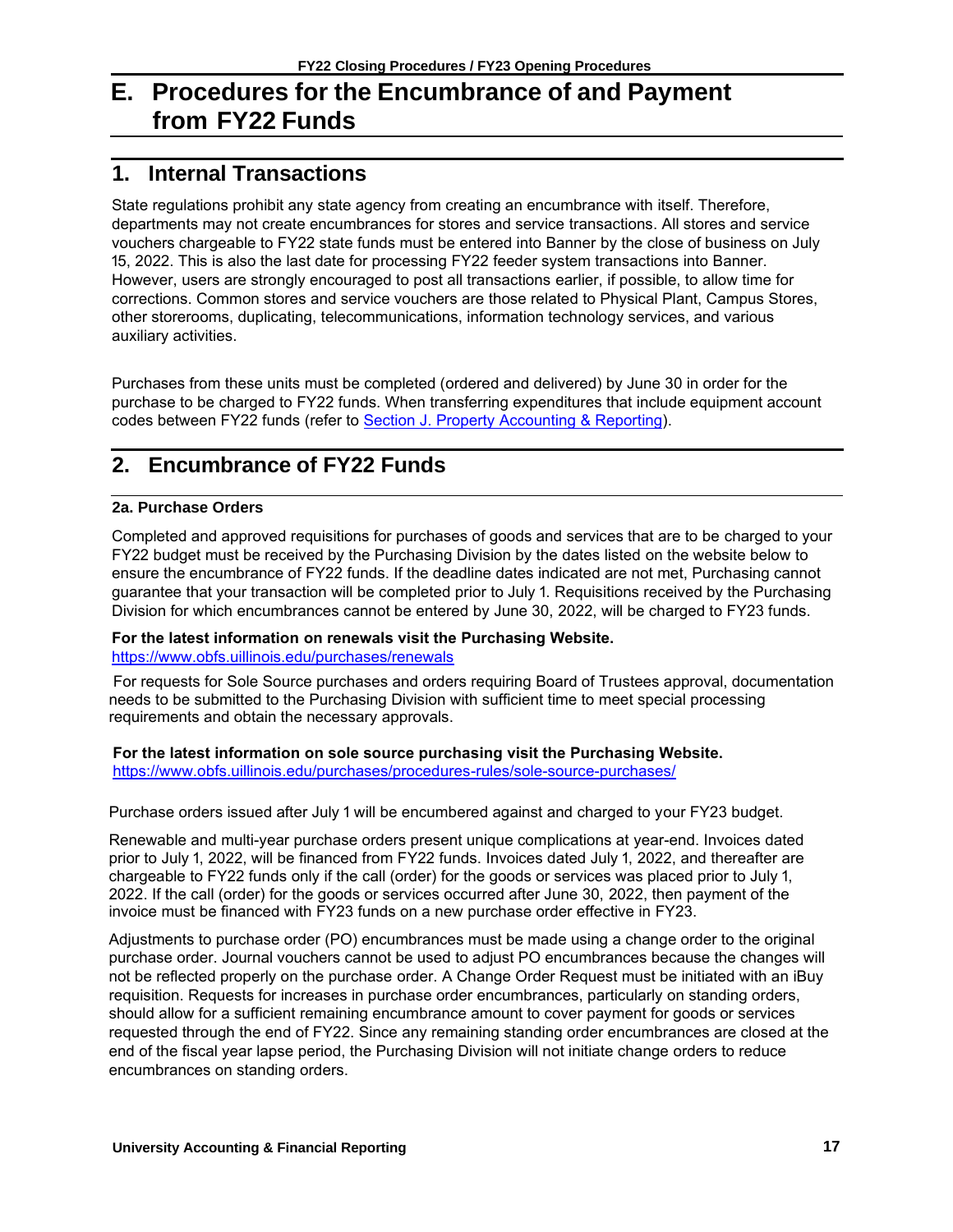# E. Procedures for the Encumbrance of and Payment from FY22 Funds

## 1. Internal Transactions

State regulations prohibit any state agency from creating an encumbrance with itself. Therefore, departments may not create encumbrances for stores and service transactions. All stores and service vouchers chargeable to FY22 state funds must be entered into Banner by the close of business on July 15, 2022. This is also the last date for processing FY22 feeder system transactions into Banner. However, users are strongly encouraged to post all transactions earlier, if possible, to allow time for corrections. Common stores and service vouchers are those related to Physical Plant, Campus Stores, other storerooms, duplicating, telecommunications, information technology services, and various auxiliary activities.

Purchases from these units must be completed (ordered and delivered) by June 30 in order for the purchase to be charged to FY22 funds. When transferring expenditures that include equipment account codes between FY22 funds (refer to [Section J. Property Accounting & Reporting]).

## 2. Encumbrance of FY22 Funds

### 2a. Purchase Orders

Completed and approved requisitions for purchases of goods and services that are to be charged to your FY22 budget must be received by the Purchasing Division by the dates listed on the website below to ensure the encumbrance of FY22 funds. If the deadline dates indicated are not met, Purchasing cannot guarantee that your transaction will be completed prior to July 1. Requisitions received by the Purchasing Division for which encumbrances cannot be entered by June 30, 2022, will be charged to FY23 funds.

**For the latest information on renewals visit the Purchasing Website.**
https://www.obfs.uillinois.edu/purchases/renewals

For requests for Sole Source purchases and orders requiring Board of Trustees approval, documentation needs to be submitted to the Purchasing Division with sufficient time to meet special processing requirements and obtain the necessary approvals.

**For the latest information on sole source purchasing visit the Purchasing Website.**
https://www.obfs.uillinois.edu/purchases/procedures-rules/sole-source-purchases/

Purchase orders issued after July 1 will be encumbered against and charged to your FY23 budget.

Renewable and multi-year purchase orders present unique complications at year-end. Invoices dated prior to July 1, 2022, will be financed from FY22 funds. Invoices dated July 1, 2022, and thereafter are chargeable to FY22 funds only if the call (order) for the goods or services was placed prior to July 1, 2022. If the call (order) for the goods or services occurred after June 30, 2022, then payment of the invoice must be financed with FY23 funds on a new purchase order effective in FY23.

Adjustments to purchase order (PO) encumbrances must be made using a change order to the original purchase order. Journal vouchers cannot be used to adjust PO encumbrances because the changes will not be reflected properly on the purchase order. A Change Order Request must be initiated with an iBuy requisition. Requests for increases in purchase order encumbrances, particularly on standing orders, should allow for a sufficient remaining encumbrance amount to cover payment for goods or services requested through the end of FY22. Since any remaining standing order encumbrances are closed at the end of the fiscal year lapse period, the Purchasing Division will not initiate change orders to reduce encumbrances on standing orders.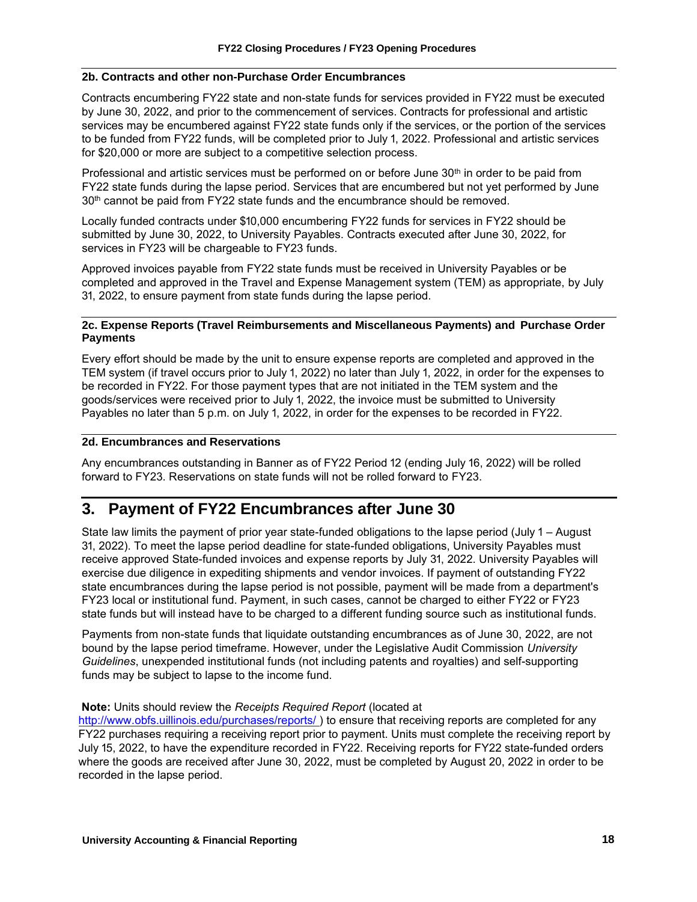### 2b. Contracts and other non-Purchase Order Encumbrances

Contracts encumbering FY22 state and non-state funds for services provided in FY22 must be executed by June 30, 2022, and prior to the commencement of services. Contracts for professional and artistic services may be encumbered against FY22 state funds only if the services, or the portion of the services to be funded from FY22 funds, will be completed prior to July 1, 2022. Professional and artistic services for $20,000 or more are subject to a competitive selection process.

Professional and artistic services must be performed on or before June 30th in order to be paid from FY22 state funds during the lapse period. Services that are encumbered but not yet performed by June 30th cannot be paid from FY22 state funds and the encumbrance should be removed.

Locally funded contracts under $10,000 encumbering FY22 funds for services in FY22 should be submitted by June 30, 2022, to University Payables. Contracts executed after June 30, 2022, for services in FY23 will be chargeable to FY23 funds.

Approved invoices payable from FY22 state funds must be received in University Payables or be completed and approved in the Travel and Expense Management system (TEM) as appropriate, by July 31, 2022, to ensure payment from state funds during the lapse period.

### 2c. Expense Reports (Travel Reimbursements and Miscellaneous Payments) and Purchase Order Payments

Every effort should be made by the unit to ensure expense reports are completed and approved in the TEM system (if travel occurs prior to July 1, 2022) no later than July 1, 2022, in order for the expenses to be recorded in FY22. For those payment types that are not initiated in the TEM system and the goods/services were received prior to July 1, 2022, the invoice must be submitted to University Payables no later than 5 p.m. on July 1, 2022, in order for the expenses to be recorded in FY22.

### 2d. Encumbrances and Reservations

Any encumbrances outstanding in Banner as of FY22 Period 12 (ending July 16, 2022) will be rolled forward to FY23. Reservations on state funds will not be rolled forward to FY23.

## 3. Payment of FY22 Encumbrances after June 30

State law limits the payment of prior year state-funded obligations to the lapse period (July 1 – August 31, 2022). To meet the lapse period deadline for state-funded obligations, University Payables must receive approved State-funded invoices and expense reports by July 31, 2022. University Payables will exercise due diligence in expediting shipments and vendor invoices. If payment of outstanding FY22 state encumbrances during the lapse period is not possible, payment will be made from a department's FY23 local or institutional fund. Payment, in such cases, cannot be charged to either FY22 or FY23 state funds but will instead have to be charged to a different funding source such as institutional funds.

Payments from non-state funds that liquidate outstanding encumbrances as of June 30, 2022, are not bound by the lapse period timeframe. However, under the Legislative Audit Commission *University Guidelines*, unexpended institutional funds (not including patents and royalties) and self-supporting funds may be subject to lapse to the income fund.

**Note:** Units should review the *Receipts Required Report* (located at http://www.obfs.uillinois.edu/purchases/reports/ ) to ensure that receiving reports are completed for any FY22 purchases requiring a receiving report prior to payment. Units must complete the receiving report by July 15, 2022, to have the expenditure recorded in FY22. Receiving reports for FY22 state-funded orders where the goods are received after June 30, 2022, must be completed by August 20, 2022 in order to be recorded in the lapse period.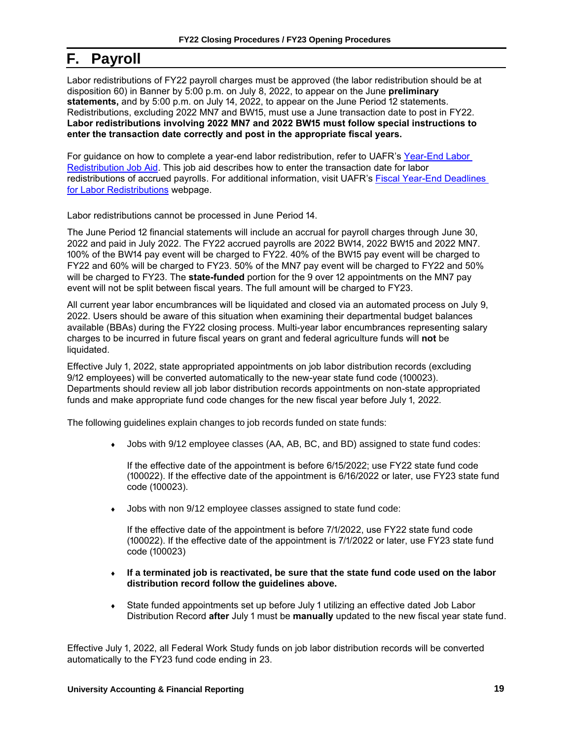# F. Payroll

Labor redistributions of FY22 payroll charges must be approved (the labor redistribution should be at disposition 60) in Banner by 5:00 p.m. on July 8, 2022, to appear on the June **preliminary statements,** and by 5:00 p.m. on July 14, 2022, to appear on the June Period 12 statements. Redistributions, excluding 2022 MN7 and BW15, must use a June transaction date to post in FY22. **Labor redistributions involving 2022 MN7 and 2022 BW15 must follow special instructions to enter the transaction date correctly and post in the appropriate fiscal years.**

For guidance on how to complete a year-end labor redistribution, refer to UAFR's Year-End Labor Redistribution Job Aid. This job aid describes how to enter the transaction date for labor redistributions of accrued payrolls. For additional information, visit UAFR's Fiscal Year-End Deadlines for Labor Redistributions webpage.

Labor redistributions cannot be processed in June Period 14.

The June Period 12 financial statements will include an accrual for payroll charges through June 30, 2022 and paid in July 2022. The FY22 accrued payrolls are 2022 BW14, 2022 BW15 and 2022 MN7. 100% of the BW14 pay event will be charged to FY22. 40% of the BW15 pay event will be charged to FY22 and 60% will be charged to FY23. 50% of the MN7 pay event will be charged to FY22 and 50% will be charged to FY23. The **state-funded** portion for the 9 over 12 appointments on the MN7 pay event will not be split between fiscal years. The full amount will be charged to FY23.

All current year labor encumbrances will be liquidated and closed via an automated process on July 9, 2022. Users should be aware of this situation when examining their departmental budget balances available (BBAs) during the FY22 closing process. Multi-year labor encumbrances representing salary charges to be incurred in future fiscal years on grant and federal agriculture funds will **not** be liquidated.

Effective July 1, 2022, state appropriated appointments on job labor distribution records (excluding 9/12 employees) will be converted automatically to the new-year state fund code (100023). Departments should review all job labor distribution records appointments on non-state appropriated funds and make appropriate fund code changes for the new fiscal year before July 1, 2022.

The following guidelines explain changes to job records funded on state funds:

- Jobs with 9/12 employee classes (AA, AB, BC, and BD) assigned to state fund codes:

  If the effective date of the appointment is before 6/15/2022; use FY22 state fund code (100022). If the effective date of the appointment is 6/16/2022 or later, use FY23 state fund code (100023).

- Jobs with non 9/12 employee classes assigned to state fund code:

  If the effective date of the appointment is before 7/1/2022, use FY22 state fund code (100022). If the effective date of the appointment is 7/1/2022 or later, use FY23 state fund code (100023)

- **If a terminated job is reactivated, be sure that the state fund code used on the labor distribution record follow the guidelines above.**

- State funded appointments set up before July 1 utilizing an effective dated Job Labor Distribution Record **after** July 1 must be **manually** updated to the new fiscal year state fund.

Effective July 1, 2022, all Federal Work Study funds on job labor distribution records will be converted automatically to the FY23 fund code ending in 23.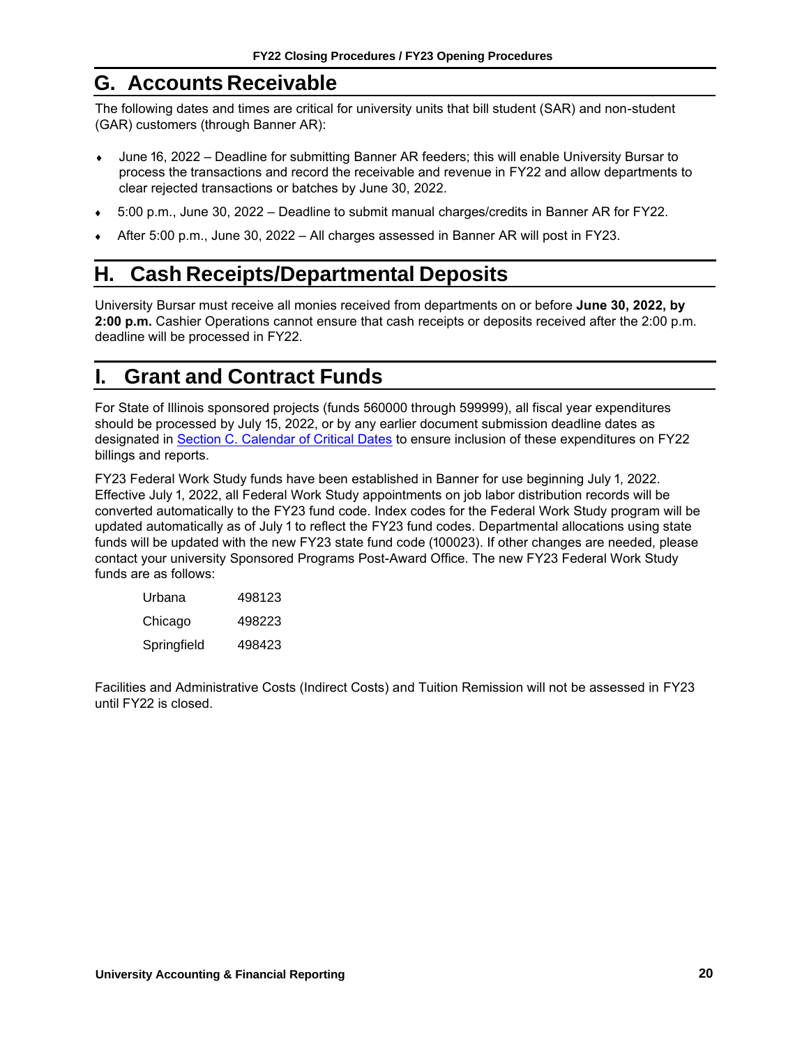## G. Accounts Receivable

The following dates and times are critical for university units that bill student (SAR) and non-student (GAR) customers (through Banner AR):

- June 16, 2022 – Deadline for submitting Banner AR feeders; this will enable University Bursar to process the transactions and record the receivable and revenue in FY22 and allow departments to clear rejected transactions or batches by June 30, 2022.
- 5:00 p.m., June 30, 2022 – Deadline to submit manual charges/credits in Banner AR for FY22.
- After 5:00 p.m., June 30, 2022 – All charges assessed in Banner AR will post in FY23.

## H. Cash Receipts/Departmental Deposits

University Bursar must receive all monies received from departments on or before **June 30, 2022, by 2:00 p.m.** Cashier Operations cannot ensure that cash receipts or deposits received after the 2:00 p.m. deadline will be processed in FY22.

## I. Grant and Contract Funds

For State of Illinois sponsored projects (funds 560000 through 599999), all fiscal year expenditures should be processed by July 15, 2022, or by any earlier document submission deadline dates as designated in Section C. Calendar of Critical Dates to ensure inclusion of these expenditures on FY22 billings and reports.

FY23 Federal Work Study funds have been established in Banner for use beginning July 1, 2022. Effective July 1, 2022, all Federal Work Study appointments on job labor distribution records will be converted automatically to the FY23 fund code. Index codes for the Federal Work Study program will be updated automatically as of July 1 to reflect the FY23 fund codes. Departmental allocations using state funds will be updated with the new FY23 state fund code (100023). If other changes are needed, please contact your university Sponsored Programs Post-Award Office. The new FY23 Federal Work Study funds are as follows:

| | |
|---|---|
| Urbana | 498123 |
| Chicago | 498223 |
| Springfield | 498423 |

Facilities and Administrative Costs (Indirect Costs) and Tuition Remission will not be assessed in FY23 until FY22 is closed.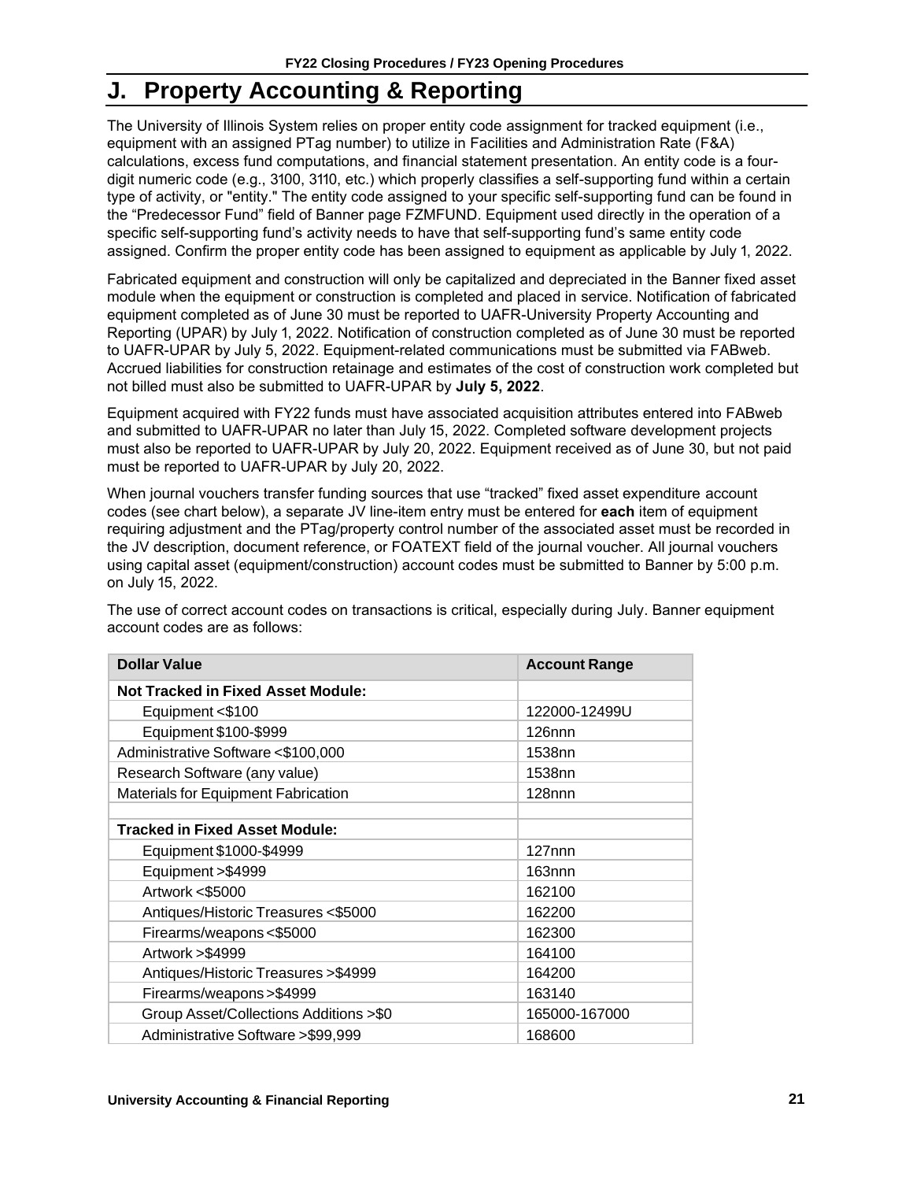# J. Property Accounting & Reporting

The University of Illinois System relies on proper entity code assignment for tracked equipment (i.e., equipment with an assigned PTag number) to utilize in Facilities and Administration Rate (F&A) calculations, excess fund computations, and financial statement presentation. An entity code is a four-digit numeric code (e.g., 3100, 3110, etc.) which properly classifies a self-supporting fund within a certain type of activity, or "entity." The entity code assigned to your specific self-supporting fund can be found in the "Predecessor Fund" field of Banner page FZMFUND. Equipment used directly in the operation of a specific self-supporting fund's activity needs to have that self-supporting fund's same entity code assigned. Confirm the proper entity code has been assigned to equipment as applicable by July 1, 2022.

Fabricated equipment and construction will only be capitalized and depreciated in the Banner fixed asset module when the equipment or construction is completed and placed in service. Notification of fabricated equipment completed as of June 30 must be reported to UAFR-University Property Accounting and Reporting (UPAR) by July 1, 2022. Notification of construction completed as of June 30 must be reported to UAFR-UPAR by July 5, 2022. Equipment-related communications must be submitted via FABweb. Accrued liabilities for construction retainage and estimates of the cost of construction work completed but not billed must also be submitted to UAFR-UPAR by **July 5, 2022**.

Equipment acquired with FY22 funds must have associated acquisition attributes entered into FABweb and submitted to UAFR-UPAR no later than July 15, 2022. Completed software development projects must also be reported to UAFR-UPAR by July 20, 2022. Equipment received as of June 30, but not paid must be reported to UAFR-UPAR by July 20, 2022.

When journal vouchers transfer funding sources that use "tracked" fixed asset expenditure account codes (see chart below), a separate JV line-item entry must be entered for **each** item of equipment requiring adjustment and the PTag/property control number of the associated asset must be recorded in the JV description, document reference, or FOATEXT field of the journal voucher. All journal vouchers using capital asset (equipment/construction) account codes must be submitted to Banner by 5:00 p.m. on July 15, 2022.

The use of correct account codes on transactions is critical, especially during July. Banner equipment account codes are as follows:

| Dollar Value | Account Range |
|---|---|
| **Not Tracked in Fixed Asset Module:** | |
| Equipment <$100 | 122000-12499U |
| Equipment $100-$999 | 126nnn |
| Administrative Software <$100,000 | 1538nn |
| Research Software (any value) | 1538nn |
| Materials for Equipment Fabrication | 128nnn |
| | |
| **Tracked in Fixed Asset Module:** | |
| Equipment $1000-$4999 | 127nnn |
| Equipment >$4999 | 163nnn |
| Artwork <$5000 | 162100 |
| Antiques/Historic Treasures <$5000 | 162200 |
| Firearms/weapons <$5000 | 162300 |
| Artwork >$4999 | 164100 |
| Antiques/Historic Treasures >$4999 | 164200 |
| Firearms/weapons >$4999 | 163140 |
| Group Asset/Collections Additions >$0 | 165000-167000 |
| Administrative Software >$99,999 | 168600 |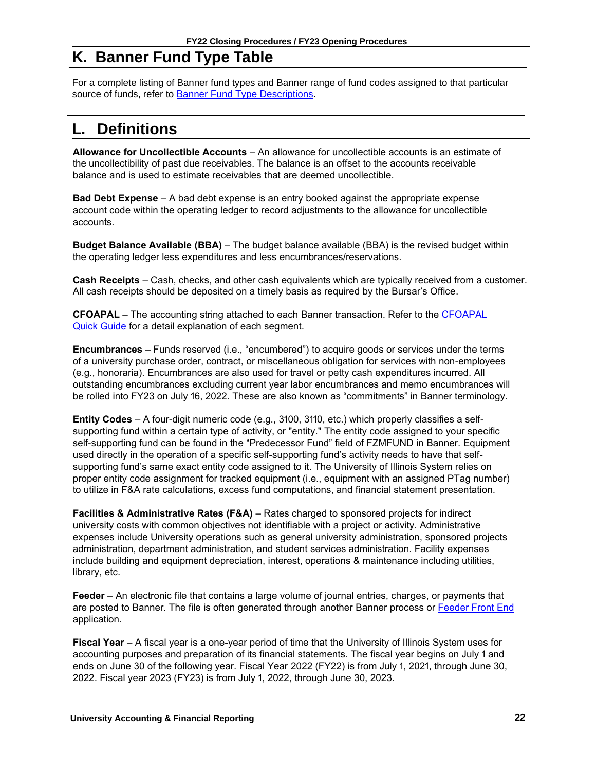## K. Banner Fund Type Table

For a complete listing of Banner fund types and Banner range of fund codes assigned to that particular source of funds, refer to [Banner Fund Type Descriptions].

## L. Definitions

**Allowance for Uncollectible Accounts** – An allowance for uncollectible accounts is an estimate of the uncollectibility of past due receivables. The balance is an offset to the accounts receivable balance and is used to estimate receivables that are deemed uncollectible.

**Bad Debt Expense** – A bad debt expense is an entry booked against the appropriate expense account code within the operating ledger to record adjustments to the allowance for uncollectible accounts.

**Budget Balance Available (BBA)** – The budget balance available (BBA) is the revised budget within the operating ledger less expenditures and less encumbrances/reservations.

**Cash Receipts** – Cash, checks, and other cash equivalents which are typically received from a customer. All cash receipts should be deposited on a timely basis as required by the Bursar's Office.

**CFOAPAL** – The accounting string attached to each Banner transaction. Refer to the [CFOAPAL Quick Guide] for a detail explanation of each segment.

**Encumbrances** – Funds reserved (i.e., "encumbered") to acquire goods or services under the terms of a university purchase order, contract, or miscellaneous obligation for services with non-employees (e.g., honoraria). Encumbrances are also used for travel or petty cash expenditures incurred. All outstanding encumbrances excluding current year labor encumbrances and memo encumbrances will be rolled into FY23 on July 16, 2022. These are also known as "commitments" in Banner terminology.

**Entity Codes** – A four-digit numeric code (e.g., 3100, 3110, etc.) which properly classifies a self-supporting fund within a certain type of activity, or "entity." The entity code assigned to your specific self-supporting fund can be found in the "Predecessor Fund" field of FZMFUND in Banner. Equipment used directly in the operation of a specific self-supporting fund's activity needs to have that self-supporting fund's same exact entity code assigned to it. The University of Illinois System relies on proper entity code assignment for tracked equipment (i.e., equipment with an assigned PTag number) to utilize in F&A rate calculations, excess fund computations, and financial statement presentation.

**Facilities & Administrative Rates (F&A)** – Rates charged to sponsored projects for indirect university costs with common objectives not identifiable with a project or activity. Administrative expenses include University operations such as general university administration, sponsored projects administration, department administration, and student services administration. Facility expenses include building and equipment depreciation, interest, operations & maintenance including utilities, library, etc.

**Feeder** – An electronic file that contains a large volume of journal entries, charges, or payments that are posted to Banner. The file is often generated through another Banner process or [Feeder Front End] application.

**Fiscal Year** – A fiscal year is a one-year period of time that the University of Illinois System uses for accounting purposes and preparation of its financial statements. The fiscal year begins on July 1 and ends on June 30 of the following year. Fiscal Year 2022 (FY22) is from July 1, 2021, through June 30, 2022. Fiscal year 2023 (FY23) is from July 1, 2022, through June 30, 2023.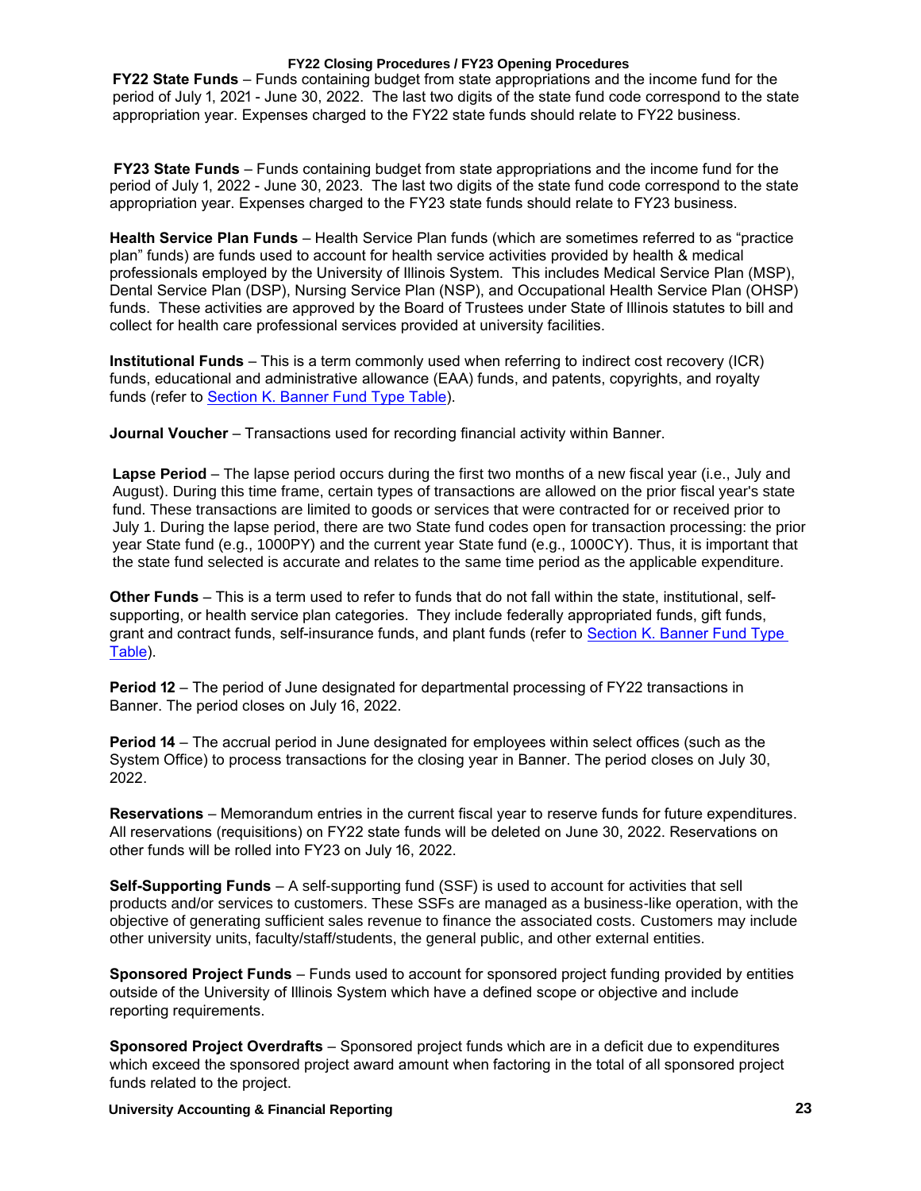**FY22 State Funds** – Funds containing budget from state appropriations and the income fund for the period of July 1, 2021 - June 30, 2022. The last two digits of the state fund code correspond to the state appropriation year. Expenses charged to the FY22 state funds should relate to FY22 business.

**FY23 State Funds** – Funds containing budget from state appropriations and the income fund for the period of July 1, 2022 - June 30, 2023. The last two digits of the state fund code correspond to the state appropriation year. Expenses charged to the FY23 state funds should relate to FY23 business.

**Health Service Plan Funds** – Health Service Plan funds (which are sometimes referred to as "practice plan" funds) are funds used to account for health service activities provided by health & medical professionals employed by the University of Illinois System. This includes Medical Service Plan (MSP), Dental Service Plan (DSP), Nursing Service Plan (NSP), and Occupational Health Service Plan (OHSP) funds. These activities are approved by the Board of Trustees under State of Illinois statutes to bill and collect for health care professional services provided at university facilities.

**Institutional Funds** – This is a term commonly used when referring to indirect cost recovery (ICR) funds, educational and administrative allowance (EAA) funds, and patents, copyrights, and royalty funds (refer to Section K. Banner Fund Type Table).

**Journal Voucher** – Transactions used for recording financial activity within Banner.

**Lapse Period** – The lapse period occurs during the first two months of a new fiscal year (i.e., July and August). During this time frame, certain types of transactions are allowed on the prior fiscal year's state fund. These transactions are limited to goods or services that were contracted for or received prior to July 1. During the lapse period, there are two State fund codes open for transaction processing: the prior year State fund (e.g., 1000PY) and the current year State fund (e.g., 1000CY). Thus, it is important that the state fund selected is accurate and relates to the same time period as the applicable expenditure.

**Other Funds** – This is a term used to refer to funds that do not fall within the state, institutional, self-supporting, or health service plan categories. They include federally appropriated funds, gift funds, grant and contract funds, self-insurance funds, and plant funds (refer to Section K. Banner Fund Type Table).

**Period 12** – The period of June designated for departmental processing of FY22 transactions in Banner. The period closes on July 16, 2022.

**Period 14** – The accrual period in June designated for employees within select offices (such as the System Office) to process transactions for the closing year in Banner. The period closes on July 30, 2022.

**Reservations** – Memorandum entries in the current fiscal year to reserve funds for future expenditures. All reservations (requisitions) on FY22 state funds will be deleted on June 30, 2022. Reservations on other funds will be rolled into FY23 on July 16, 2022.

**Self-Supporting Funds** – A self-supporting fund (SSF) is used to account for activities that sell products and/or services to customers. These SSFs are managed as a business-like operation, with the objective of generating sufficient sales revenue to finance the associated costs. Customers may include other university units, faculty/staff/students, the general public, and other external entities.

**Sponsored Project Funds** – Funds used to account for sponsored project funding provided by entities outside of the University of Illinois System which have a defined scope or objective and include reporting requirements.

**Sponsored Project Overdrafts** – Sponsored project funds which are in a deficit due to expenditures which exceed the sponsored project award amount when factoring in the total of all sponsored project funds related to the project.